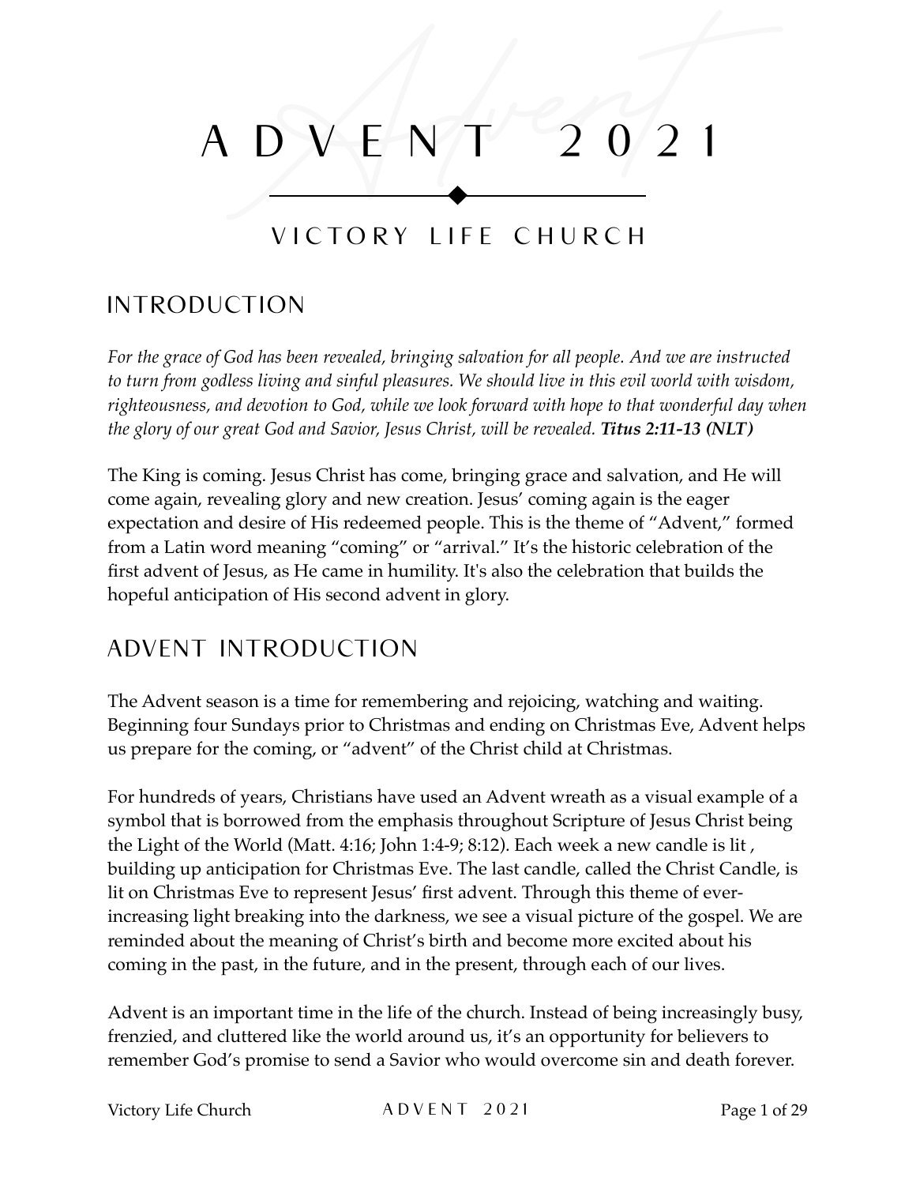# ADVENT 2021

## VICTORY LIFE CHURCH

## INTRODUCTION

*For the grace of God has been revealed, bringing salvation for all people. And we are instructed to turn from godless living and sinful pleasures. We should live in this evil world with wisdom, righteousness, and devotion to God, while we look forward with hope to that wonderful day when the glory of our great God and Savior, Jesus Christ, will be revealed.* ***Titus 2:11-13 (NLT)***

The King is coming. Jesus Christ has come, bringing grace and salvation, and He will come again, revealing glory and new creation. Jesus' coming again is the eager expectation and desire of His redeemed people. This is the theme of "Advent," formed from a Latin word meaning "coming" or "arrival." It's the historic celebration of the first advent of Jesus, as He came in humility. It's also the celebration that builds the hopeful anticipation of His second advent in glory.

## ADVENT INTRODUCTION

The Advent season is a time for remembering and rejoicing, watching and waiting. Beginning four Sundays prior to Christmas and ending on Christmas Eve, Advent helps us prepare for the coming, or "advent" of the Christ child at Christmas.

For hundreds of years, Christians have used an Advent wreath as a visual example of a symbol that is borrowed from the emphasis throughout Scripture of Jesus Christ being the Light of the World (Matt. 4:16; John 1:4-9; 8:12). Each week a new candle is lit , building up anticipation for Christmas Eve. The last candle, called the Christ Candle, is lit on Christmas Eve to represent Jesus' first advent. Through this theme of ever-increasing light breaking into the darkness, we see a visual picture of the gospel. We are reminded about the meaning of Christ's birth and become more excited about his coming in the past, in the future, and in the present, through each of our lives.

Advent is an important time in the life of the church. Instead of being increasingly busy, frenzied, and cluttered like the world around us, it's an opportunity for believers to remember God's promise to send a Savior who would overcome sin and death forever.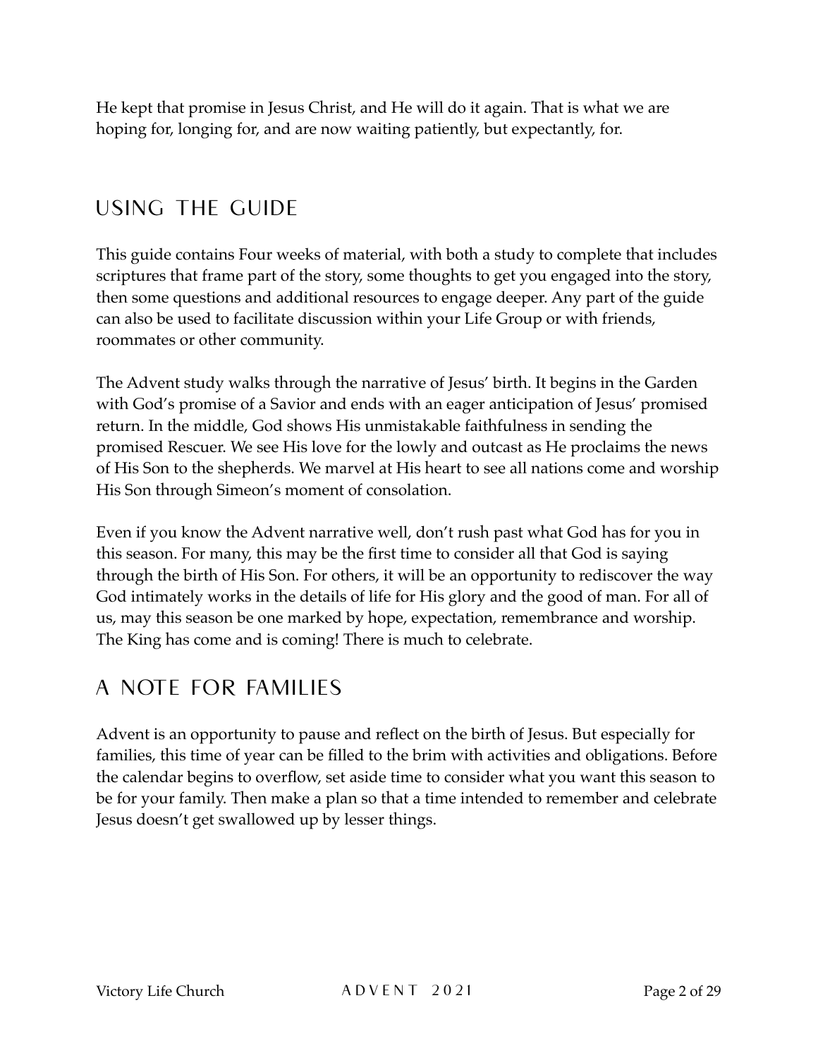He kept that promise in Jesus Christ, and He will do it again. That is what we are hoping for, longing for, and are now waiting patiently, but expectantly, for.

## USING THE GUIDE

This guide contains Four weeks of material, with both a study to complete that includes scriptures that frame part of the story, some thoughts to get you engaged into the story, then some questions and additional resources to engage deeper. Any part of the guide can also be used to facilitate discussion within your Life Group or with friends, roommates or other community.

The Advent study walks through the narrative of Jesus' birth. It begins in the Garden with God's promise of a Savior and ends with an eager anticipation of Jesus' promised return. In the middle, God shows His unmistakable faithfulness in sending the promised Rescuer. We see His love for the lowly and outcast as He proclaims the news of His Son to the shepherds. We marvel at His heart to see all nations come and worship His Son through Simeon's moment of consolation.

Even if you know the Advent narrative well, don't rush past what God has for you in this season. For many, this may be the first time to consider all that God is saying through the birth of His Son. For others, it will be an opportunity to rediscover the way God intimately works in the details of life for His glory and the good of man. For all of us, may this season be one marked by hope, expectation, remembrance and worship. The King has come and is coming! There is much to celebrate.

## A NOTE FOR FAMILIES

Advent is an opportunity to pause and reflect on the birth of Jesus. But especially for families, this time of year can be filled to the brim with activities and obligations. Before the calendar begins to overflow, set aside time to consider what you want this season to be for your family. Then make a plan so that a time intended to remember and celebrate Jesus doesn't get swallowed up by lesser things.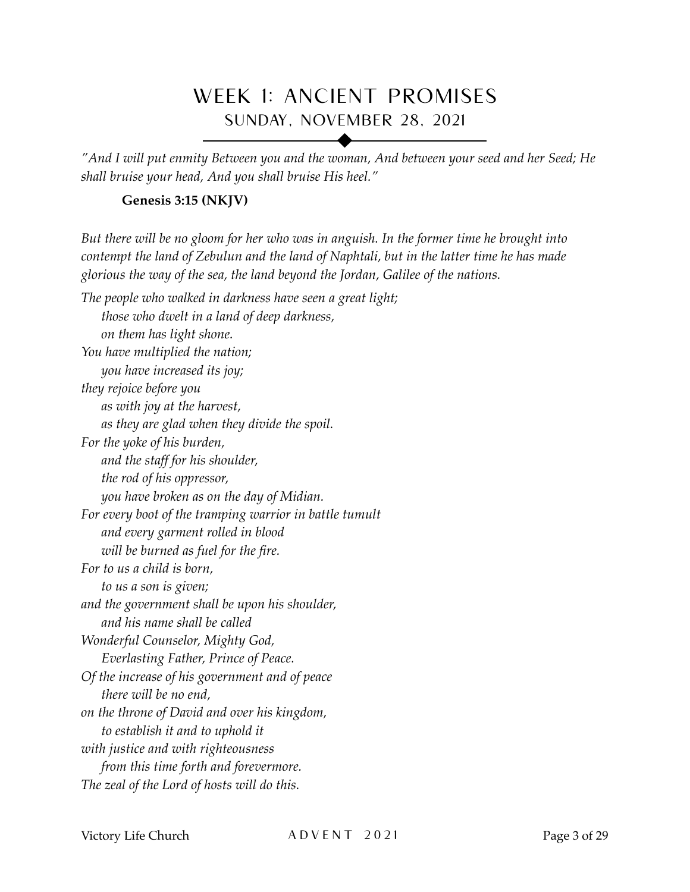# WEEK 1: ANCIENT PROMISES

## SUNDAY, NOVEMBER 28, 2021

*"And I will put enmity Between you and the woman, And between your seed and her Seed; He shall bruise your head, And you shall bruise His heel."*

**Genesis 3:15 (NKJV)**

*But there will be no gloom for her who was in anguish. In the former time he brought into contempt the land of Zebulun and the land of Naphtali, but in the latter time he has made glorious the way of the sea, the land beyond the Jordan, Galilee of the nations.*

*The people who walked in darkness have seen a great light;*  
*those who dwelt in a land of deep darkness,*  
*on them has light shone.*  
*You have multiplied the nation;*  
*you have increased its joy;*  
*they rejoice before you*  
*as with joy at the harvest,*  
*as they are glad when they divide the spoil.*  
*For the yoke of his burden,*  
*and the staff for his shoulder,*  
*the rod of his oppressor,*  
*you have broken as on the day of Midian.*  
*For every boot of the tramping warrior in battle tumult*  
*and every garment rolled in blood*  
*will be burned as fuel for the fire.*  
*For to us a child is born,*  
*to us a son is given;*  
*and the government shall be upon his shoulder,*  
*and his name shall be called*  
*Wonderful Counselor, Mighty God,*  
*Everlasting Father, Prince of Peace.*  
*Of the increase of his government and of peace*  
*there will be no end,*  
*on the throne of David and over his kingdom,*  
*to establish it and to uphold it*  
*with justice and with righteousness*  
*from this time forth and forevermore.*  
*The zeal of the Lord of hosts will do this.*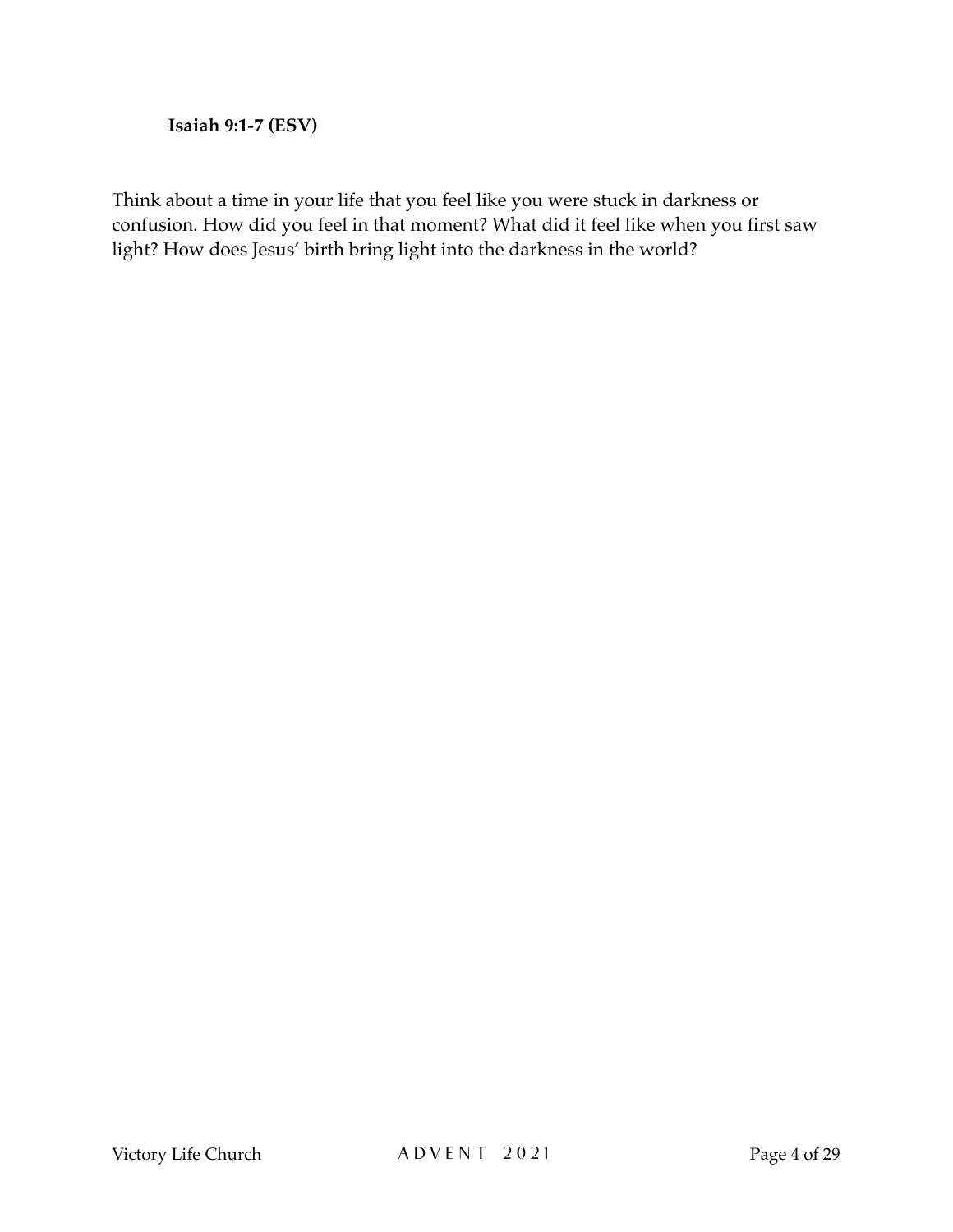**Isaiah 9:1-7 (ESV)**

Think about a time in your life that you feel like you were stuck in darkness or confusion. How did you feel in that moment? What did it feel like when you first saw light? How does Jesus' birth bring light into the darkness in the world?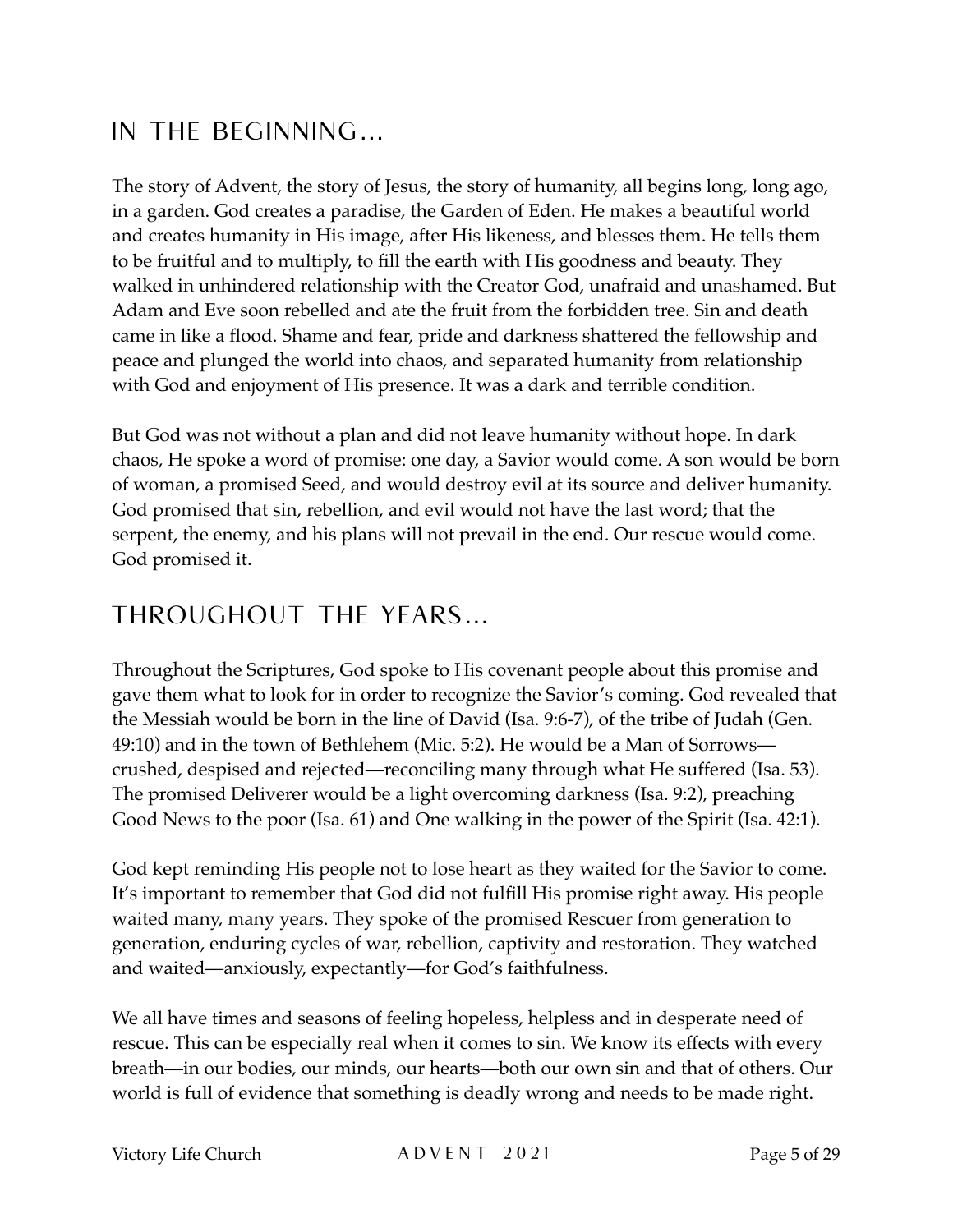## IN THE BEGINNING…

The story of Advent, the story of Jesus, the story of humanity, all begins long, long ago, in a garden. God creates a paradise, the Garden of Eden. He makes a beautiful world and creates humanity in His image, after His likeness, and blesses them. He tells them to be fruitful and to multiply, to fill the earth with His goodness and beauty. They walked in unhindered relationship with the Creator God, unafraid and unashamed. But Adam and Eve soon rebelled and ate the fruit from the forbidden tree. Sin and death came in like a flood. Shame and fear, pride and darkness shattered the fellowship and peace and plunged the world into chaos, and separated humanity from relationship with God and enjoyment of His presence. It was a dark and terrible condition.

But God was not without a plan and did not leave humanity without hope. In dark chaos, He spoke a word of promise: one day, a Savior would come. A son would be born of woman, a promised Seed, and would destroy evil at its source and deliver humanity. God promised that sin, rebellion, and evil would not have the last word; that the serpent, the enemy, and his plans will not prevail in the end. Our rescue would come. God promised it.

## THROUGHOUT THE YEARS…

Throughout the Scriptures, God spoke to His covenant people about this promise and gave them what to look for in order to recognize the Savior's coming. God revealed that the Messiah would be born in the line of David (Isa. 9:6-7), of the tribe of Judah (Gen. 49:10) and in the town of Bethlehem (Mic. 5:2). He would be a Man of Sorrows—crushed, despised and rejected—reconciling many through what He suffered (Isa. 53). The promised Deliverer would be a light overcoming darkness (Isa. 9:2), preaching Good News to the poor (Isa. 61) and One walking in the power of the Spirit (Isa. 42:1).

God kept reminding His people not to lose heart as they waited for the Savior to come. It's important to remember that God did not fulfill His promise right away. His people waited many, many years. They spoke of the promised Rescuer from generation to generation, enduring cycles of war, rebellion, captivity and restoration. They watched and waited—anxiously, expectantly—for God's faithfulness.

We all have times and seasons of feeling hopeless, helpless and in desperate need of rescue. This can be especially real when it comes to sin. We know its effects with every breath—in our bodies, our minds, our hearts—both our own sin and that of others. Our world is full of evidence that something is deadly wrong and needs to be made right.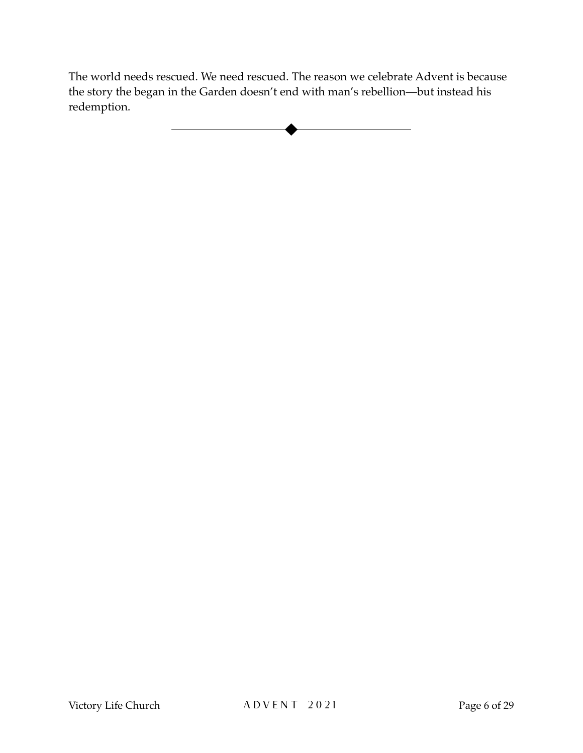The world needs rescued. We need rescued. The reason we celebrate Advent is because the story the began in the Garden doesn't end with man's rebellion—but instead his redemption.

---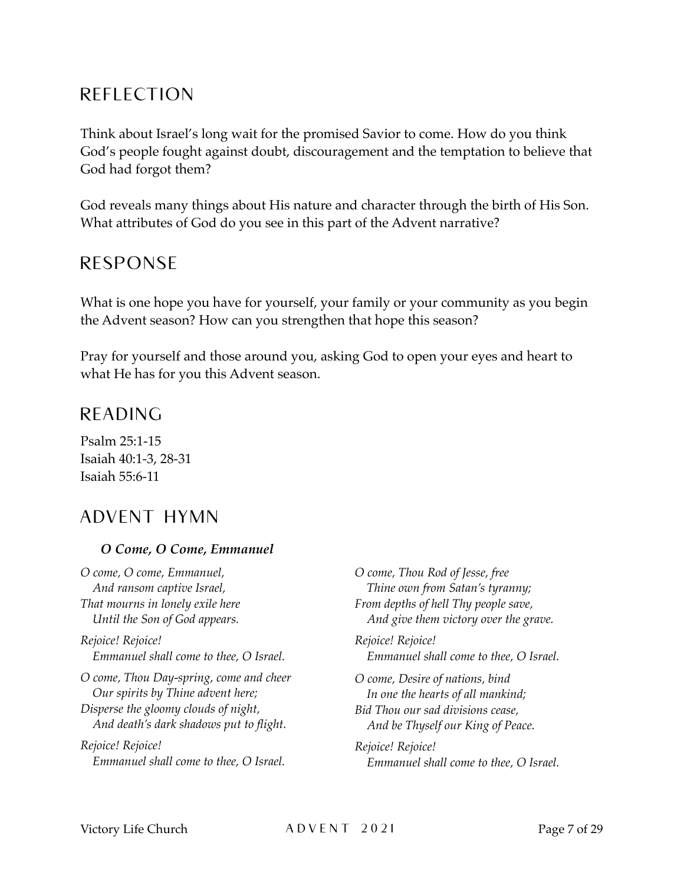## REFLECTION

Think about Israel's long wait for the promised Savior to come. How do you think God's people fought against doubt, discouragement and the temptation to believe that God had forgot them?

God reveals many things about His nature and character through the birth of His Son. What attributes of God do you see in this part of the Advent narrative?

## RESPONSE

What is one hope you have for yourself, your family or your community as you begin the Advent season? How can you strengthen that hope this season?

Pray for yourself and those around you, asking God to open your eyes and heart to what He has for you this Advent season.

## READING

Psalm 25:1-15
Isaiah 40:1-3, 28-31
Isaiah 55:6-11

## ADVENT HYMN

***O Come, O Come, Emmanuel***

*O come, O come, Emmanuel,*
*And ransom captive Israel,*
*That mourns in lonely exile here*
*Until the Son of God appears.*

*Rejoice! Rejoice!*
*Emmanuel shall come to thee, O Israel.*

*O come, Thou Day-spring, come and cheer*
*Our spirits by Thine advent here;*
*Disperse the gloomy clouds of night,*
*And death's dark shadows put to flight.*

*Rejoice! Rejoice!*
*Emmanuel shall come to thee, O Israel.*

*O come, Thou Rod of Jesse, free*
*Thine own from Satan's tyranny;*
*From depths of hell Thy people save,*
*And give them victory over the grave.*

*Rejoice! Rejoice!*
*Emmanuel shall come to thee, O Israel.*

*O come, Desire of nations, bind*
*In one the hearts of all mankind;*
*Bid Thou our sad divisions cease,*
*And be Thyself our King of Peace.*

*Rejoice! Rejoice!*
*Emmanuel shall come to thee, O Israel.*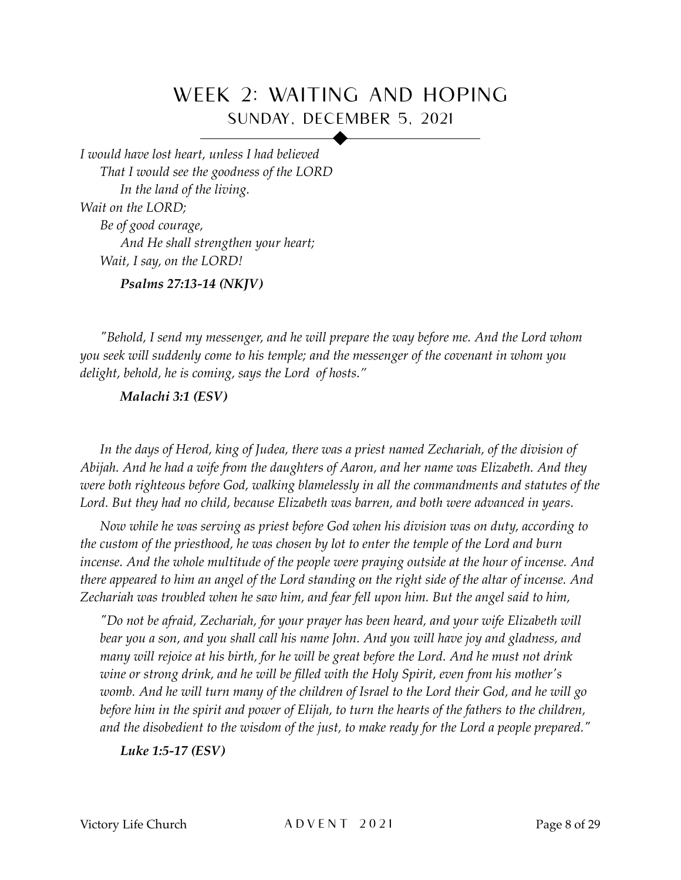# WEEK 2: WAITING AND HOPING

## SUNDAY, DECEMBER 5, 2021

*I would have lost heart, unless I had believed*
*That I would see the goodness of the LORD*
*In the land of the living.*
*Wait on the LORD;*
*Be of good courage,*
*And He shall strengthen your heart;*
*Wait, I say, on the LORD!*

***Psalms 27:13-14 (NKJV)***

*"Behold, I send my messenger, and he will prepare the way before me. And the Lord whom you seek will suddenly come to his temple; and the messenger of the covenant in whom you delight, behold, he is coming, says the Lord of hosts."*

***Malachi 3:1 (ESV)***

*In the days of Herod, king of Judea, there was a priest named Zechariah, of the division of Abijah. And he had a wife from the daughters of Aaron, and her name was Elizabeth. And they were both righteous before God, walking blamelessly in all the commandments and statutes of the Lord. But they had no child, because Elizabeth was barren, and both were advanced in years.*

*Now while he was serving as priest before God when his division was on duty, according to the custom of the priesthood, he was chosen by lot to enter the temple of the Lord and burn incense. And the whole multitude of the people were praying outside at the hour of incense. And there appeared to him an angel of the Lord standing on the right side of the altar of incense. And Zechariah was troubled when he saw him, and fear fell upon him. But the angel said to him,*

*"Do not be afraid, Zechariah, for your prayer has been heard, and your wife Elizabeth will bear you a son, and you shall call his name John. And you will have joy and gladness, and many will rejoice at his birth, for he will be great before the Lord. And he must not drink wine or strong drink, and he will be filled with the Holy Spirit, even from his mother's womb. And he will turn many of the children of Israel to the Lord their God, and he will go before him in the spirit and power of Elijah, to turn the hearts of the fathers to the children, and the disobedient to the wisdom of the just, to make ready for the Lord a people prepared."*

***Luke 1:5-17 (ESV)***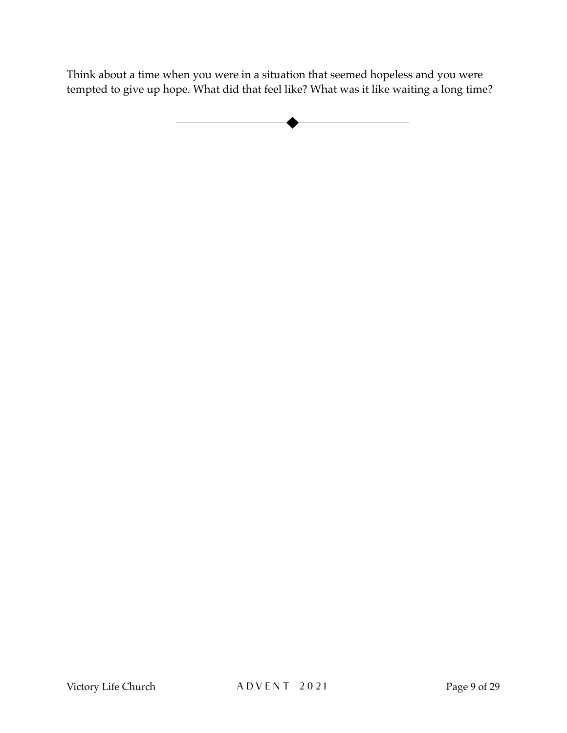Think about a time when you were in a situation that seemed hopeless and you were tempted to give up hope. What did that feel like? What was it like waiting a long time?

---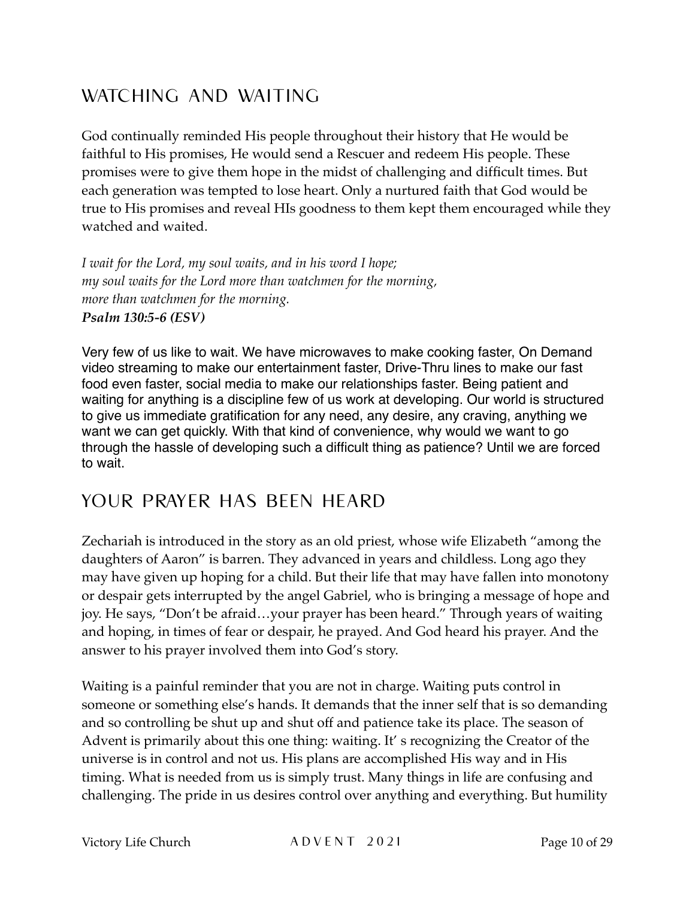## WATCHING AND WAITING

God continually reminded His people throughout their history that He would be faithful to His promises, He would send a Rescuer and redeem His people. These promises were to give them hope in the midst of challenging and difficult times. But each generation was tempted to lose heart. Only a nurtured faith that God would be true to His promises and reveal HIs goodness to them kept them encouraged while they watched and waited.

*I wait for the Lord, my soul waits, and in his word I hope;*
*my soul waits for the Lord more than watchmen for the morning,*
*more than watchmen for the morning.*
***Psalm 130:5-6 (ESV)***

Very few of us like to wait. We have microwaves to make cooking faster, On Demand video streaming to make our entertainment faster, Drive-Thru lines to make our fast food even faster, social media to make our relationships faster. Being patient and waiting for anything is a discipline few of us work at developing. Our world is structured to give us immediate gratification for any need, any desire, any craving, anything we want we can get quickly. With that kind of convenience, why would we want to go through the hassle of developing such a difficult thing as patience? Until we are forced to wait.

## YOUR PRAYER HAS BEEN HEARD

Zechariah is introduced in the story as an old priest, whose wife Elizabeth "among the daughters of Aaron" is barren. They advanced in years and childless. Long ago they may have given up hoping for a child. But their life that may have fallen into monotony or despair gets interrupted by the angel Gabriel, who is bringing a message of hope and joy. He says, "Don't be afraid…your prayer has been heard." Through years of waiting and hoping, in times of fear or despair, he prayed. And God heard his prayer. And the answer to his prayer involved them into God's story.

Waiting is a painful reminder that you are not in charge. Waiting puts control in someone or something else's hands. It demands that the inner self that is so demanding and so controlling be shut up and shut off and patience take its place. The season of Advent is primarily about this one thing: waiting. It' s recognizing the Creator of the universe is in control and not us. His plans are accomplished His way and in His timing. What is needed from us is simply trust. Many things in life are confusing and challenging. The pride in us desires control over anything and everything. But humility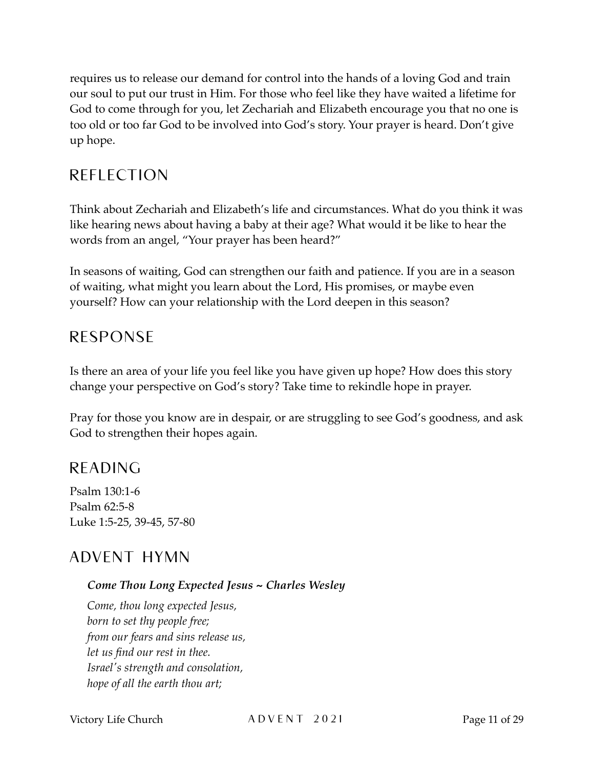requires us to release our demand for control into the hands of a loving God and train our soul to put our trust in Him. For those who feel like they have waited a lifetime for God to come through for you, let Zechariah and Elizabeth encourage you that no one is too old or too far God to be involved into God's story. Your prayer is heard. Don't give up hope.

## REFLECTION

Think about Zechariah and Elizabeth's life and circumstances. What do you think it was like hearing news about having a baby at their age? What would it be like to hear the words from an angel, "Your prayer has been heard?"

In seasons of waiting, God can strengthen our faith and patience. If you are in a season of waiting, what might you learn about the Lord, His promises, or maybe even yourself? How can your relationship with the Lord deepen in this season?

## RESPONSE

Is there an area of your life you feel like you have given up hope? How does this story change your perspective on God's story? Take time to rekindle hope in prayer.

Pray for those you know are in despair, or are struggling to see God's goodness, and ask God to strengthen their hopes again.

## READING

Psalm 130:1-6
Psalm 62:5-8
Luke 1:5-25, 39-45, 57-80

## ADVENT HYMN

***Come Thou Long Expected Jesus ~ Charles Wesley***

*Come, thou long expected Jesus,*
*born to set thy people free;*
*from our fears and sins release us,*
*let us find our rest in thee.*
*Israel's strength and consolation,*
*hope of all the earth thou art;*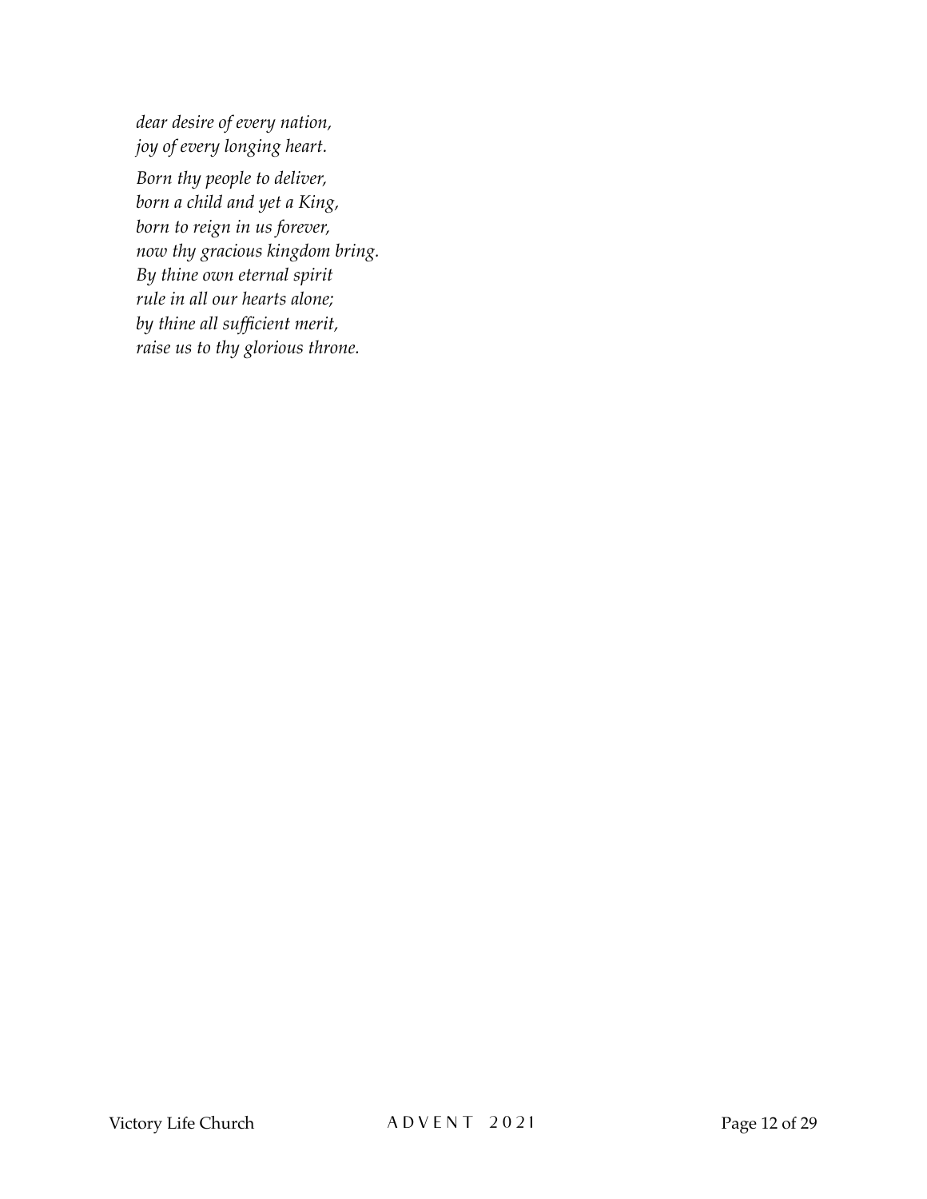*dear desire of every nation,*
*joy of every longing heart.*

*Born thy people to deliver,*
*born a child and yet a King,*
*born to reign in us forever,*
*now thy gracious kingdom bring.*
*By thine own eternal spirit*
*rule in all our hearts alone;*
*by thine all sufficient merit,*
*raise us to thy glorious throne.*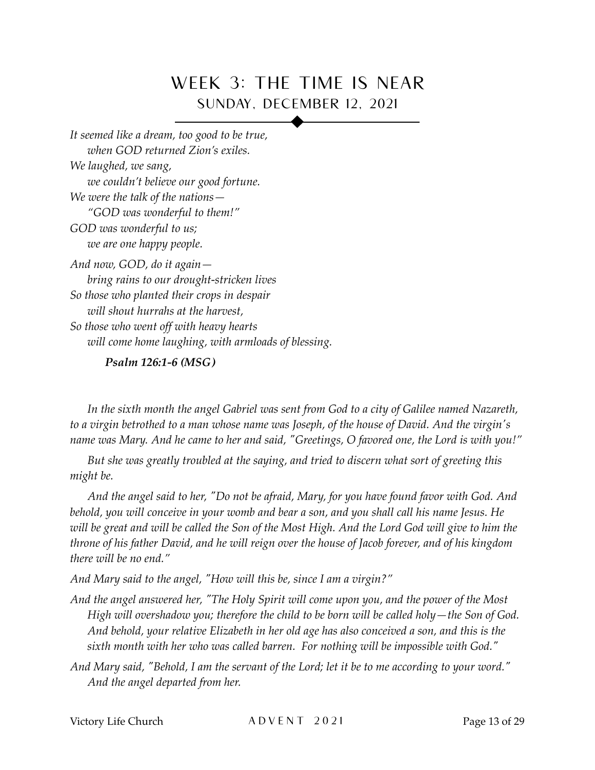# WEEK 3: THE TIME IS NEAR

## SUNDAY, DECEMBER 12, 2021

*It seemed like a dream, too good to be true,*
*when GOD returned Zion's exiles.*
*We laughed, we sang,*
*we couldn't believe our good fortune.*
*We were the talk of the nations—*
*"GOD was wonderful to them!"*
*GOD was wonderful to us;*
*we are one happy people.*

*And now, GOD, do it again—*
*bring rains to our drought-stricken lives*
*So those who planted their crops in despair*
*will shout hurrahs at the harvest,*
*So those who went off with heavy hearts*
*will come home laughing, with armloads of blessing.*

***Psalm 126:1-6 (MSG)***

*In the sixth month the angel Gabriel was sent from God to a city of Galilee named Nazareth, to a virgin betrothed to a man whose name was Joseph, of the house of David. And the virgin's name was Mary. And he came to her and said, "Greetings, O favored one, the Lord is with you!"*

*But she was greatly troubled at the saying, and tried to discern what sort of greeting this might be.*

*And the angel said to her, "Do not be afraid, Mary, for you have found favor with God. And behold, you will conceive in your womb and bear a son, and you shall call his name Jesus. He will be great and will be called the Son of the Most High. And the Lord God will give to him the throne of his father David, and he will reign over the house of Jacob forever, and of his kingdom there will be no end."*

*And Mary said to the angel, "How will this be, since I am a virgin?"*

*And the angel answered her, "The Holy Spirit will come upon you, and the power of the Most High will overshadow you; therefore the child to be born will be called holy—the Son of God. And behold, your relative Elizabeth in her old age has also conceived a son, and this is the sixth month with her who was called barren. For nothing will be impossible with God."*

*And Mary said, "Behold, I am the servant of the Lord; let it be to me according to your word." And the angel departed from her.*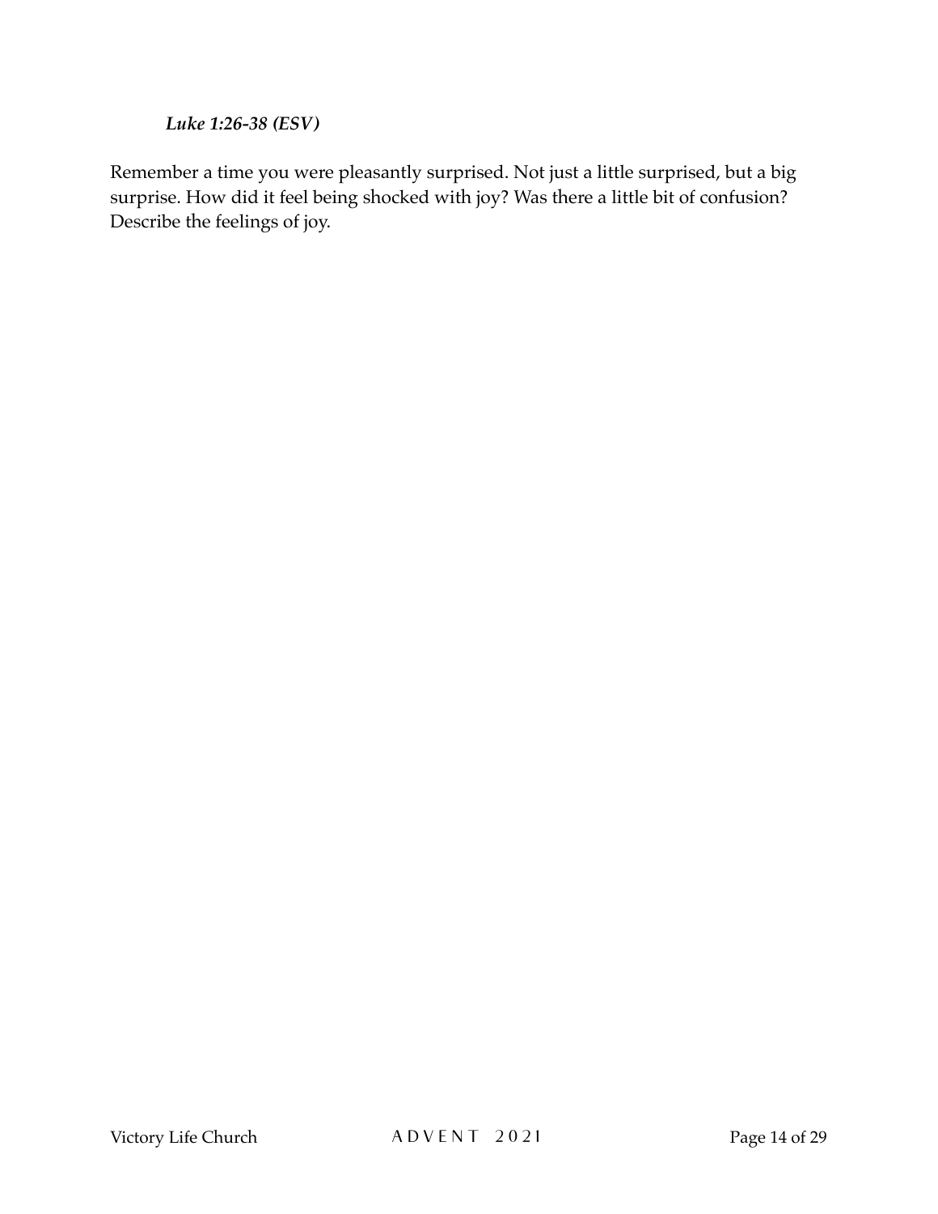***Luke 1:26-38 (ESV)***

Remember a time you were pleasantly surprised. Not just a little surprised, but a big surprise. How did it feel being shocked with joy? Was there a little bit of confusion? Describe the feelings of joy.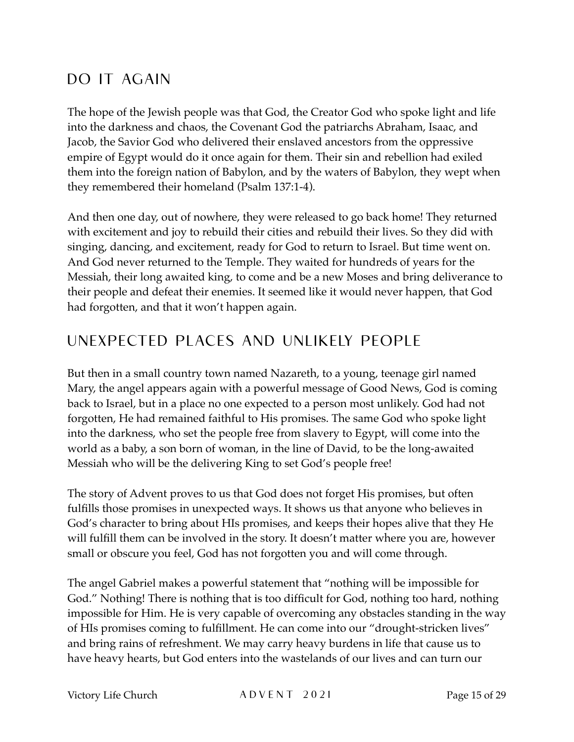## DO IT AGAIN

The hope of the Jewish people was that God, the Creator God who spoke light and life into the darkness and chaos, the Covenant God the patriarchs Abraham, Isaac, and Jacob, the Savior God who delivered their enslaved ancestors from the oppressive empire of Egypt would do it once again for them. Their sin and rebellion had exiled them into the foreign nation of Babylon, and by the waters of Babylon, they wept when they remembered their homeland (Psalm 137:1-4).

And then one day, out of nowhere, they were released to go back home! They returned with excitement and joy to rebuild their cities and rebuild their lives. So they did with singing, dancing, and excitement, ready for God to return to Israel. But time went on. And God never returned to the Temple. They waited for hundreds of years for the Messiah, their long awaited king, to come and be a new Moses and bring deliverance to their people and defeat their enemies. It seemed like it would never happen, that God had forgotten, and that it won't happen again.

## UNEXPECTED PLACES AND UNLIKELY PEOPLE

But then in a small country town named Nazareth, to a young, teenage girl named Mary, the angel appears again with a powerful message of Good News, God is coming back to Israel, but in a place no one expected to a person most unlikely. God had not forgotten, He had remained faithful to His promises. The same God who spoke light into the darkness, who set the people free from slavery to Egypt, will come into the world as a baby, a son born of woman, in the line of David, to be the long-awaited Messiah who will be the delivering King to set God's people free!

The story of Advent proves to us that God does not forget His promises, but often fulfills those promises in unexpected ways. It shows us that anyone who believes in God's character to bring about HIs promises, and keeps their hopes alive that they He will fulfill them can be involved in the story. It doesn't matter where you are, however small or obscure you feel, God has not forgotten you and will come through.

The angel Gabriel makes a powerful statement that "nothing will be impossible for God." Nothing! There is nothing that is too difficult for God, nothing too hard, nothing impossible for Him. He is very capable of overcoming any obstacles standing in the way of HIs promises coming to fulfillment. He can come into our "drought-stricken lives" and bring rains of refreshment. We may carry heavy burdens in life that cause us to have heavy hearts, but God enters into the wastelands of our lives and can turn our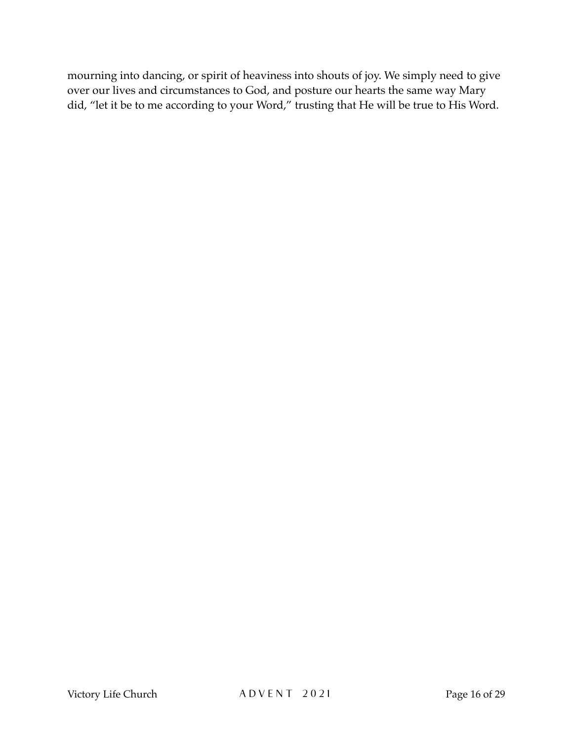mourning into dancing, or spirit of heaviness into shouts of joy. We simply need to give over our lives and circumstances to God, and posture our hearts the same way Mary did, "let it be to me according to your Word," trusting that He will be true to His Word.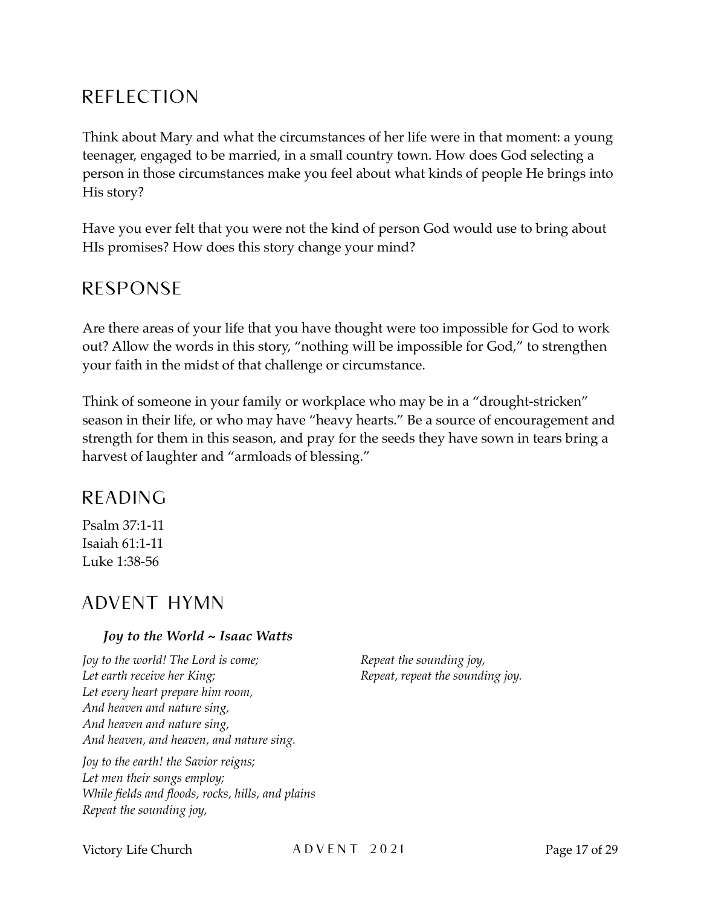## REFLECTION

Think about Mary and what the circumstances of her life were in that moment: a young teenager, engaged to be married, in a small country town. How does God selecting a person in those circumstances make you feel about what kinds of people He brings into His story?

Have you ever felt that you were not the kind of person God would use to bring about HIs promises? How does this story change your mind?

## RESPONSE

Are there areas of your life that you have thought were too impossible for God to work out? Allow the words in this story, "nothing will be impossible for God," to strengthen your faith in the midst of that challenge or circumstance.

Think of someone in your family or workplace who may be in a "drought-stricken" season in their life, or who may have "heavy hearts." Be a source of encouragement and strength for them in this season, and pray for the seeds they have sown in tears bring a harvest of laughter and "armloads of blessing."

## READING

Psalm 37:1-11
Isaiah 61:1-11
Luke 1:38-56

## ADVENT HYMN

***Joy to the World ~ Isaac Watts***

*Joy to the world! The Lord is come;*
*Let earth receive her King;*
*Let every heart prepare him room,*
*And heaven and nature sing,*
*And heaven and nature sing,*
*And heaven, and heaven, and nature sing.*

*Joy to the earth! the Savior reigns;*
*Let men their songs employ;*
*While fields and floods, rocks, hills, and plains*
*Repeat the sounding joy,*
*Repeat the sounding joy,*
*Repeat, repeat the sounding joy.*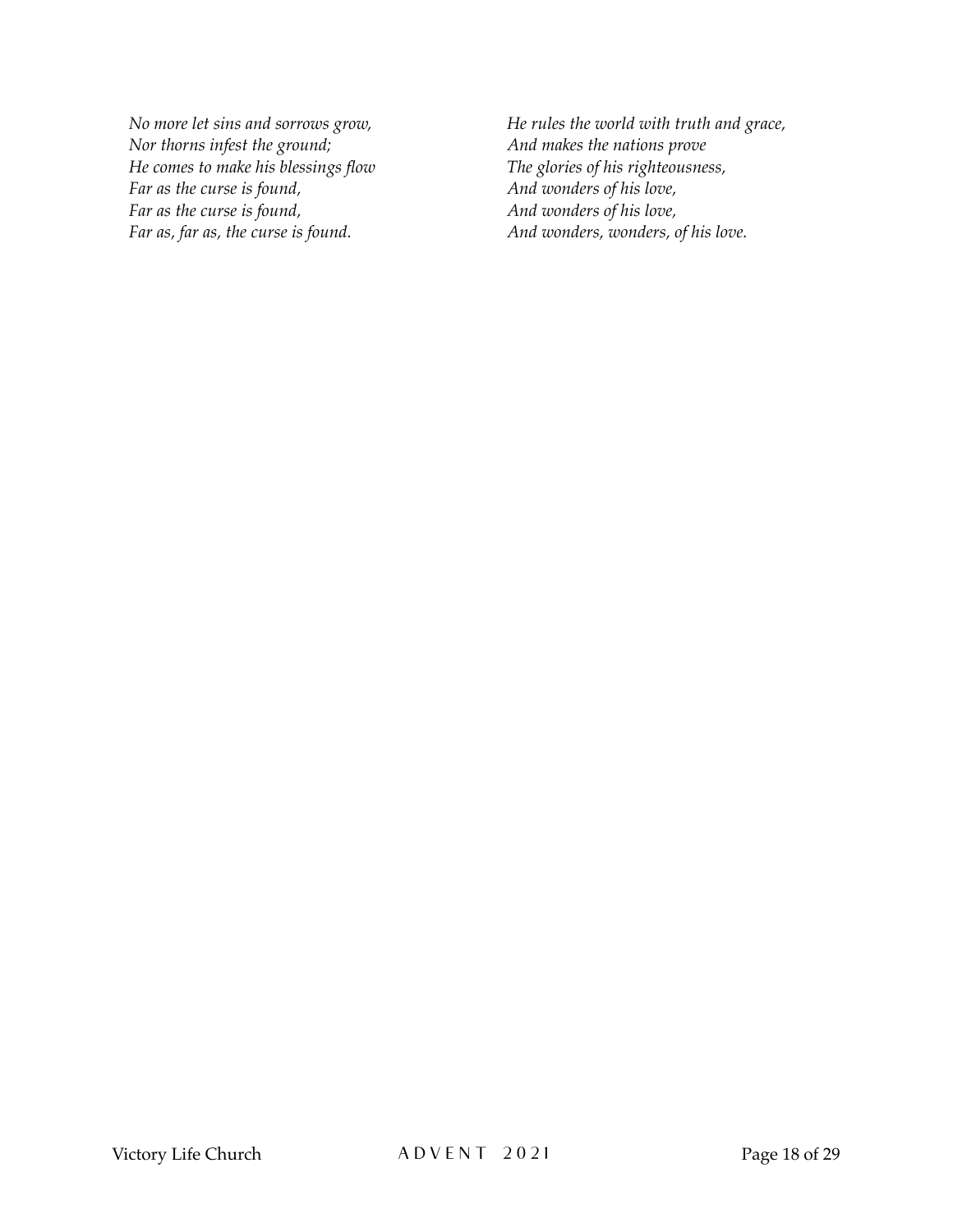*No more let sins and sorrows grow,*
*Nor thorns infest the ground;*
*He comes to make his blessings flow*
*Far as the curse is found,*
*Far as the curse is found,*
*Far as, far as, the curse is found.*

*He rules the world with truth and grace,*
*And makes the nations prove*
*The glories of his righteousness,*
*And wonders of his love,*
*And wonders of his love,*
*And wonders, wonders, of his love.*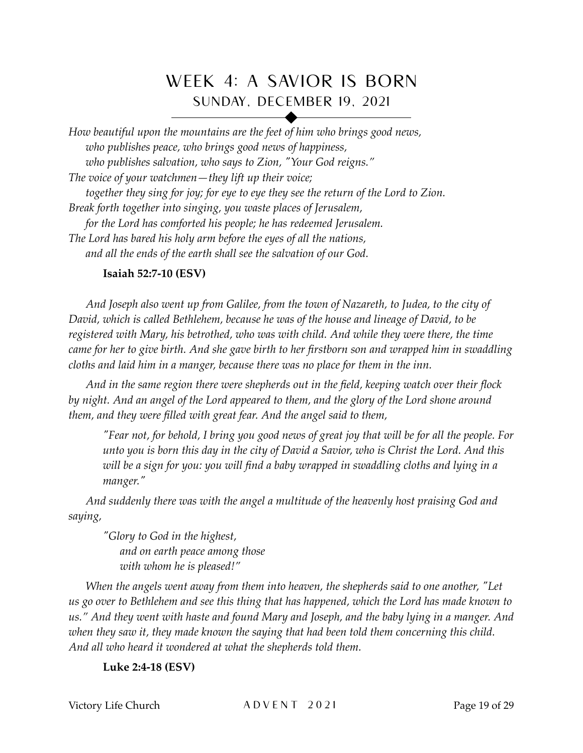# WEEK 4: A SAVIOR IS BORN

## SUNDAY, DECEMBER 19, 2021

*How beautiful upon the mountains are the feet of him who brings good news,*
*who publishes peace, who brings good news of happiness,*
*who publishes salvation, who says to Zion, "Your God reigns."*
*The voice of your watchmen—they lift up their voice;*
*together they sing for joy; for eye to eye they see the return of the Lord to Zion.*
*Break forth together into singing, you waste places of Jerusalem,*
*for the Lord has comforted his people; he has redeemed Jerusalem.*
*The Lord has bared his holy arm before the eyes of all the nations,*
*and all the ends of the earth shall see the salvation of our God.*

**Isaiah 52:7-10 (ESV)**

*And Joseph also went up from Galilee, from the town of Nazareth, to Judea, to the city of David, which is called Bethlehem, because he was of the house and lineage of David, to be registered with Mary, his betrothed, who was with child. And while they were there, the time came for her to give birth. And she gave birth to her firstborn son and wrapped him in swaddling cloths and laid him in a manger, because there was no place for them in the inn.*

*And in the same region there were shepherds out in the field, keeping watch over their flock by night. And an angel of the Lord appeared to them, and the glory of the Lord shone around them, and they were filled with great fear. And the angel said to them,*

> *"Fear not, for behold, I bring you good news of great joy that will be for all the people. For unto you is born this day in the city of David a Savior, who is Christ the Lord. And this will be a sign for you: you will find a baby wrapped in swaddling cloths and lying in a manger."*

*And suddenly there was with the angel a multitude of the heavenly host praising God and saying,*

> *"Glory to God in the highest,*
> *and on earth peace among those*
> *with whom he is pleased!"*

*When the angels went away from them into heaven, the shepherds said to one another, "Let us go over to Bethlehem and see this thing that has happened, which the Lord has made known to us." And they went with haste and found Mary and Joseph, and the baby lying in a manger. And when they saw it, they made known the saying that had been told them concerning this child. And all who heard it wondered at what the shepherds told them.*

**Luke 2:4-18 (ESV)**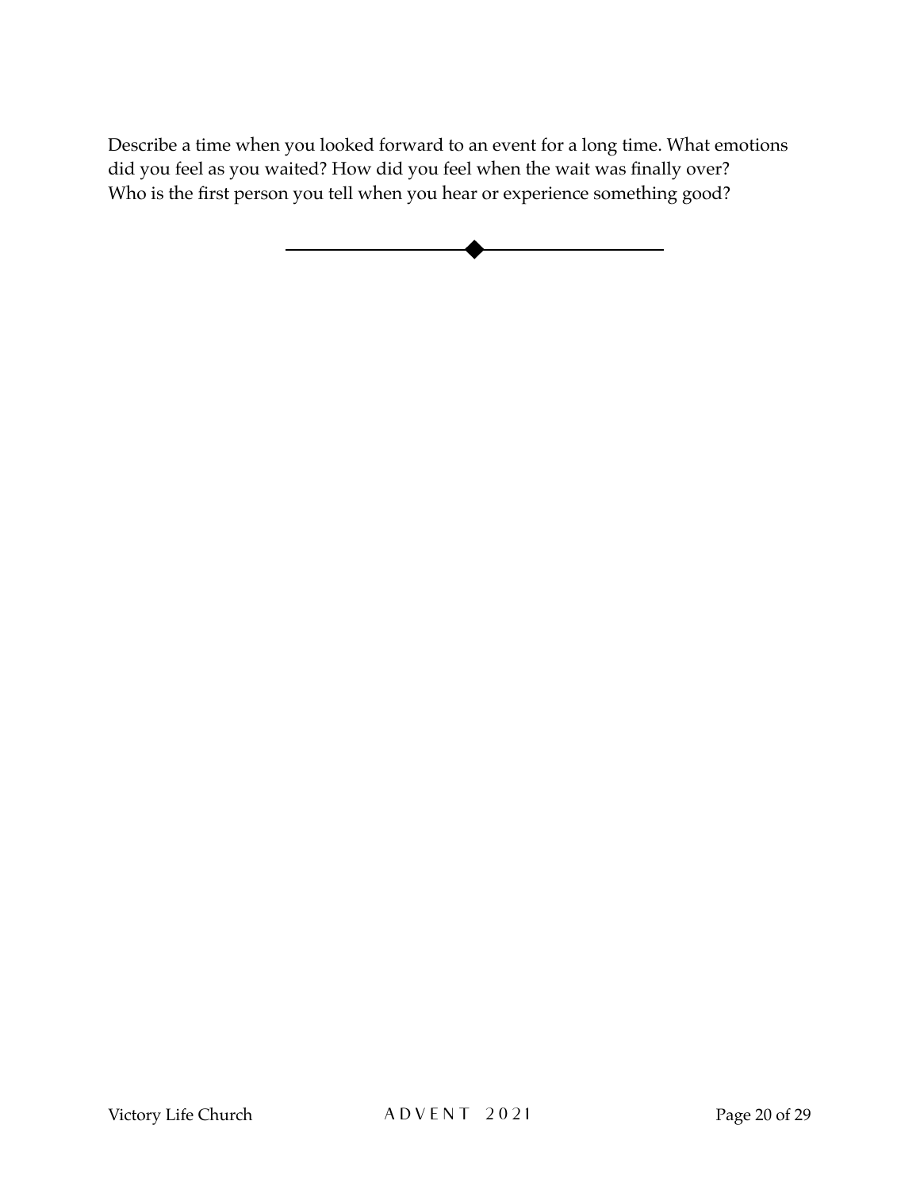Describe a time when you looked forward to an event for a long time. What emotions did you feel as you waited? How did you feel when the wait was finally over? Who is the first person you tell when you hear or experience something good?

---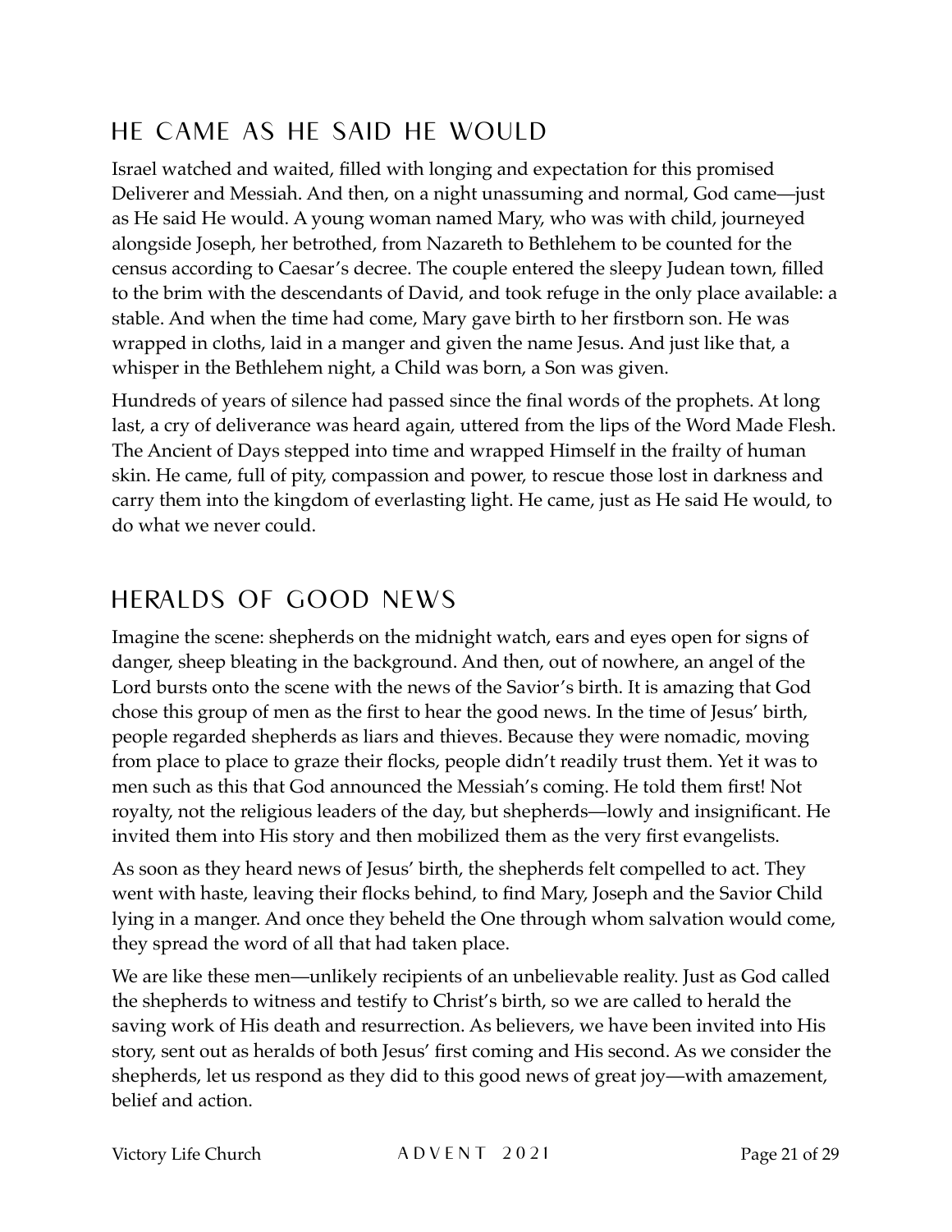## HE CAME AS HE SAID HE WOULD

Israel watched and waited, filled with longing and expectation for this promised Deliverer and Messiah. And then, on a night unassuming and normal, God came—just as He said He would. A young woman named Mary, who was with child, journeyed alongside Joseph, her betrothed, from Nazareth to Bethlehem to be counted for the census according to Caesar's decree. The couple entered the sleepy Judean town, filled to the brim with the descendants of David, and took refuge in the only place available: a stable. And when the time had come, Mary gave birth to her firstborn son. He was wrapped in cloths, laid in a manger and given the name Jesus. And just like that, a whisper in the Bethlehem night, a Child was born, a Son was given.

Hundreds of years of silence had passed since the final words of the prophets. At long last, a cry of deliverance was heard again, uttered from the lips of the Word Made Flesh. The Ancient of Days stepped into time and wrapped Himself in the frailty of human skin. He came, full of pity, compassion and power, to rescue those lost in darkness and carry them into the kingdom of everlasting light. He came, just as He said He would, to do what we never could.

## HERALDS OF GOOD NEWS

Imagine the scene: shepherds on the midnight watch, ears and eyes open for signs of danger, sheep bleating in the background. And then, out of nowhere, an angel of the Lord bursts onto the scene with the news of the Savior's birth. It is amazing that God chose this group of men as the first to hear the good news. In the time of Jesus' birth, people regarded shepherds as liars and thieves. Because they were nomadic, moving from place to place to graze their flocks, people didn't readily trust them. Yet it was to men such as this that God announced the Messiah's coming. He told them first! Not royalty, not the religious leaders of the day, but shepherds—lowly and insignificant. He invited them into His story and then mobilized them as the very first evangelists.

As soon as they heard news of Jesus' birth, the shepherds felt compelled to act. They went with haste, leaving their flocks behind, to find Mary, Joseph and the Savior Child lying in a manger. And once they beheld the One through whom salvation would come, they spread the word of all that had taken place.

We are like these men—unlikely recipients of an unbelievable reality. Just as God called the shepherds to witness and testify to Christ's birth, so we are called to herald the saving work of His death and resurrection. As believers, we have been invited into His story, sent out as heralds of both Jesus' first coming and His second. As we consider the shepherds, let us respond as they did to this good news of great joy—with amazement, belief and action.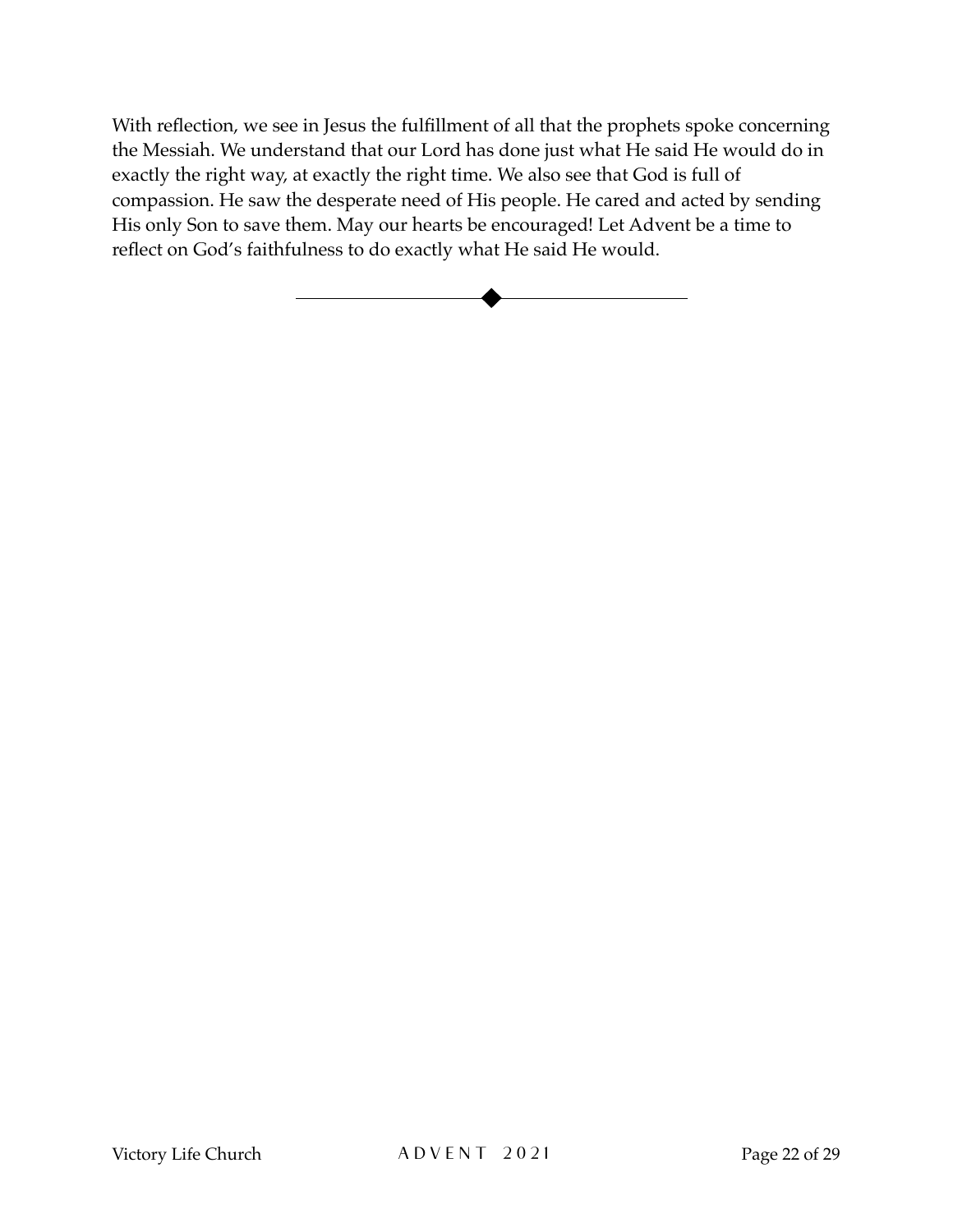With reflection, we see in Jesus the fulfillment of all that the prophets spoke concerning the Messiah. We understand that our Lord has done just what He said He would do in exactly the right way, at exactly the right time. We also see that God is full of compassion. He saw the desperate need of His people. He cared and acted by sending His only Son to save them. May our hearts be encouraged! Let Advent be a time to reflect on God's faithfulness to do exactly what He said He would.

---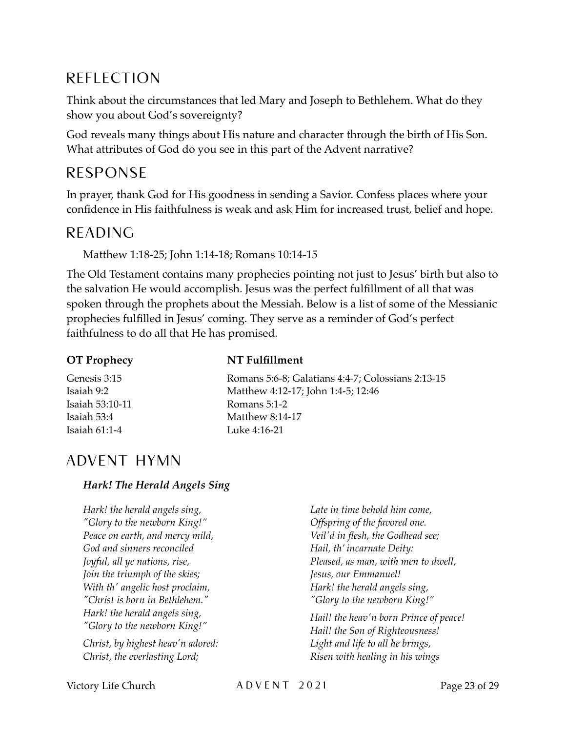## REFLECTION

Think about the circumstances that led Mary and Joseph to Bethlehem. What do they show you about God's sovereignty?

God reveals many things about His nature and character through the birth of His Son. What attributes of God do you see in this part of the Advent narrative?

## RESPONSE

In prayer, thank God for His goodness in sending a Savior. Confess places where your confidence in His faithfulness is weak and ask Him for increased trust, belief and hope.

## READING

Matthew 1:18-25; John 1:14-18; Romans 10:14-15

The Old Testament contains many prophecies pointing not just to Jesus' birth but also to the salvation He would accomplish. Jesus was the perfect fulfillment of all that was spoken through the prophets about the Messiah. Below is a list of some of the Messianic prophecies fulfilled in Jesus' coming. They serve as a reminder of God's perfect faithfulness to do all that He has promised.

| OT Prophecy | NT Fulfillment |
|---|---|
| Genesis 3:15 | Romans 5:6-8; Galatians 4:4-7; Colossians 2:13-15 |
| Isaiah 9:2 | Matthew 4:12-17; John 1:4-5; 12:46 |
| Isaiah 53:10-11 | Romans 5:1-2 |
| Isaiah 53:4 | Matthew 8:14-17 |
| Isaiah 61:1-4 | Luke 4:16-21 |

## ADVENT HYMN

***Hark! The Herald Angels Sing***

*Hark! the herald angels sing,*
*"Glory to the newborn King!"*
*Peace on earth, and mercy mild,*
*God and sinners reconciled*
*Joyful, all ye nations, rise,*
*Join the triumph of the skies;*
*With th' angelic host proclaim,*
*"Christ is born in Bethlehem."*
*Hark! the herald angels sing,*
*"Glory to the newborn King!"*

*Christ, by highest heav'n adored:*
*Christ, the everlasting Lord;*
*Late in time behold him come,*
*Offspring of the favored one.*
*Veil'd in flesh, the Godhead see;*
*Hail, th' incarnate Deity:*
*Pleased, as man, with men to dwell,*
*Jesus, our Emmanuel!*
*Hark! the herald angels sing,*
*"Glory to the newborn King!"*

*Hail! the heav'n born Prince of peace!*
*Hail! the Son of Righteousness!*
*Light and life to all he brings,*
*Risen with healing in his wings*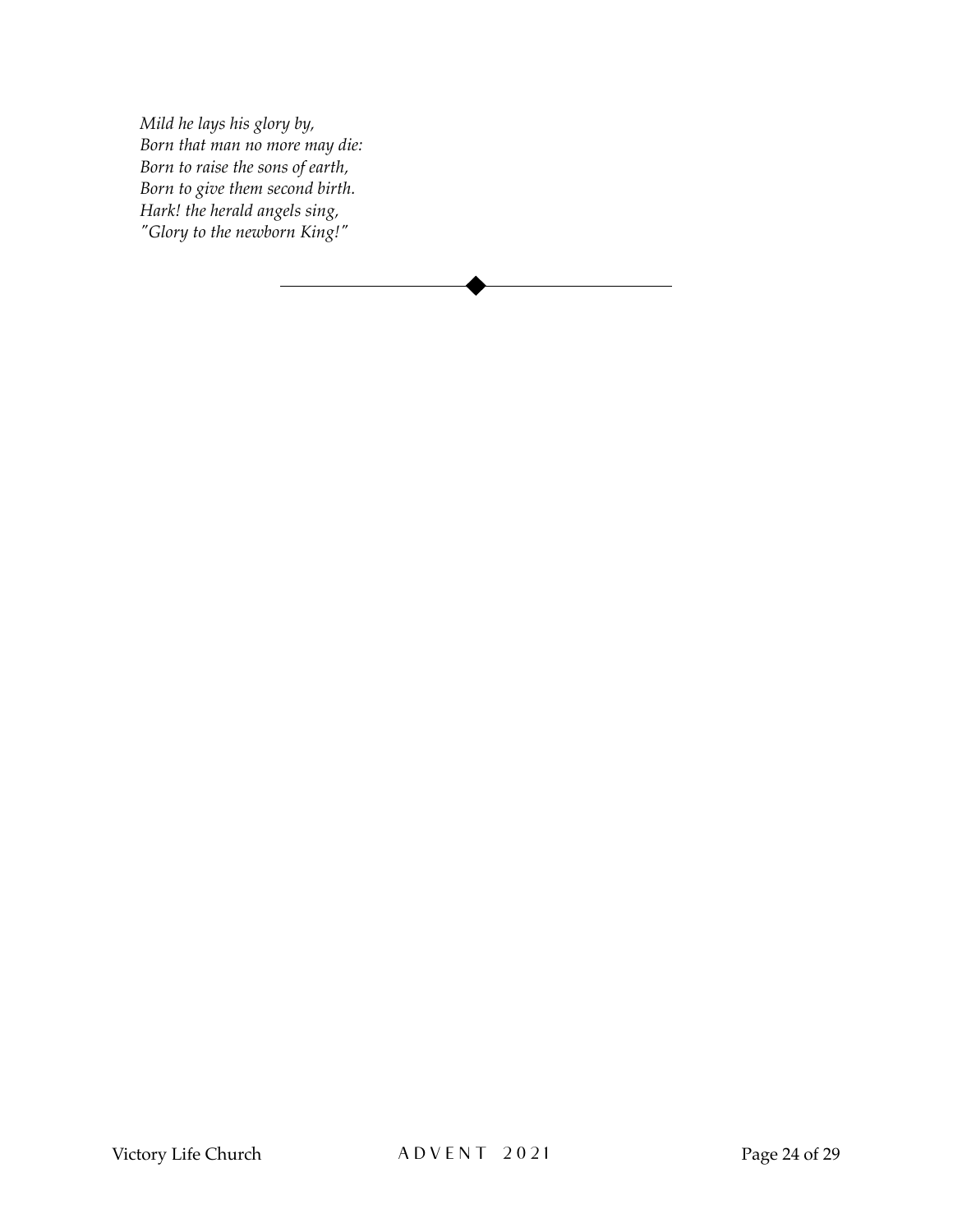*Mild he lays his glory by,*
*Born that man no more may die:*
*Born to raise the sons of earth,*
*Born to give them second birth.*
*Hark! the herald angels sing,*
*"Glory to the newborn King!"*

---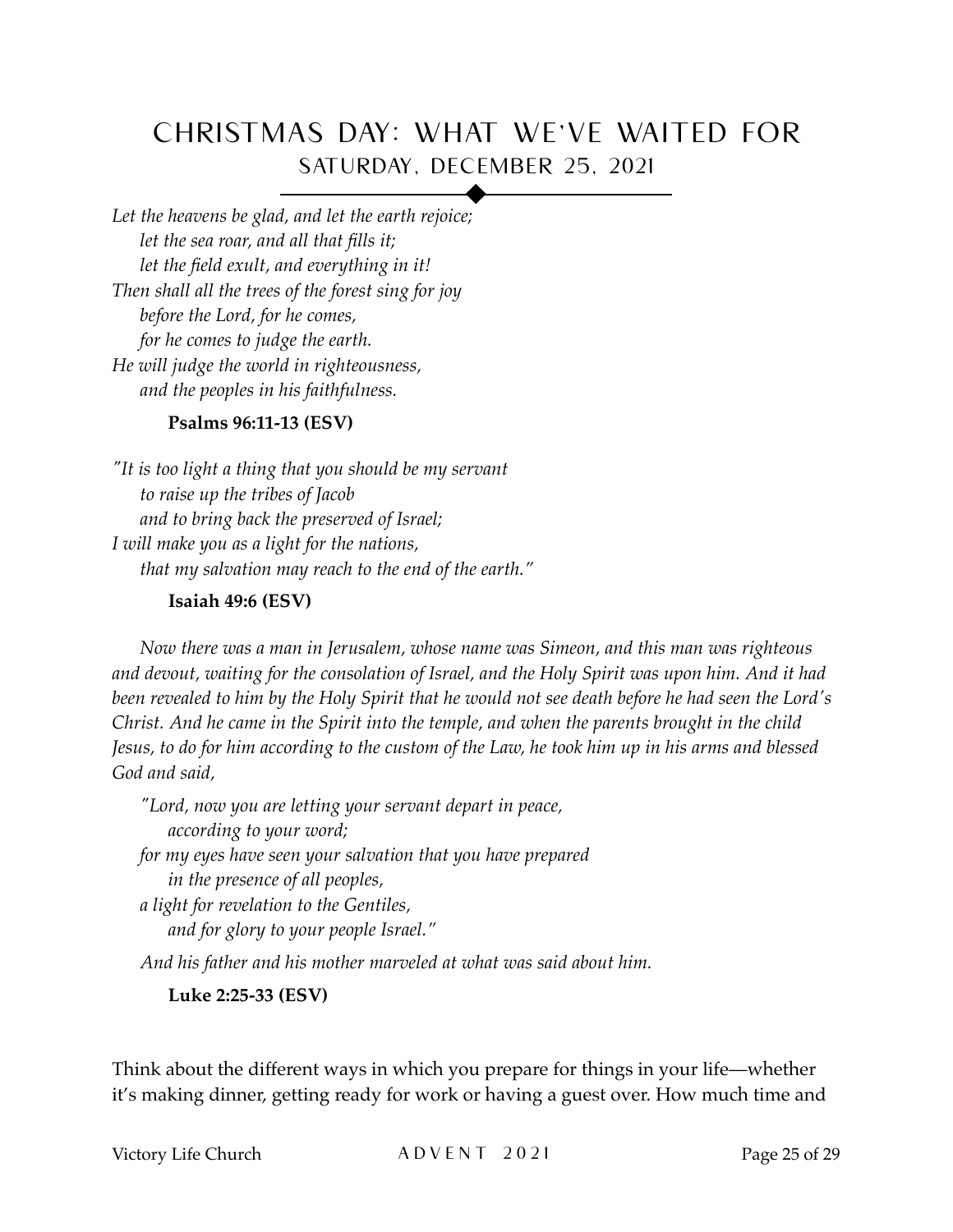# CHRISTMAS DAY: WHAT WE'VE WAITED FOR

## SATURDAY, DECEMBER 25, 2021

*Let the heavens be glad, and let the earth rejoice;*
*let the sea roar, and all that fills it;*
*let the field exult, and everything in it!*
*Then shall all the trees of the forest sing for joy*
*before the Lord, for he comes,*
*for he comes to judge the earth.*
*He will judge the world in righteousness,*
*and the peoples in his faithfulness.*

**Psalms 96:11-13 (ESV)**

*"It is too light a thing that you should be my servant*
*to raise up the tribes of Jacob*
*and to bring back the preserved of Israel;*
*I will make you as a light for the nations,*
*that my salvation may reach to the end of the earth."*

**Isaiah 49:6 (ESV)**

*Now there was a man in Jerusalem, whose name was Simeon, and this man was righteous and devout, waiting for the consolation of Israel, and the Holy Spirit was upon him. And it had been revealed to him by the Holy Spirit that he would not see death before he had seen the Lord's Christ. And he came in the Spirit into the temple, and when the parents brought in the child Jesus, to do for him according to the custom of the Law, he took him up in his arms and blessed God and said,*

*"Lord, now you are letting your servant depart in peace,*
*according to your word;*
*for my eyes have seen your salvation that you have prepared*
*in the presence of all peoples,*
*a light for revelation to the Gentiles,*
*and for glory to your people Israel."*

*And his father and his mother marveled at what was said about him.*

**Luke 2:25-33 (ESV)**

Think about the different ways in which you prepare for things in your life—whether it's making dinner, getting ready for work or having a guest over. How much time and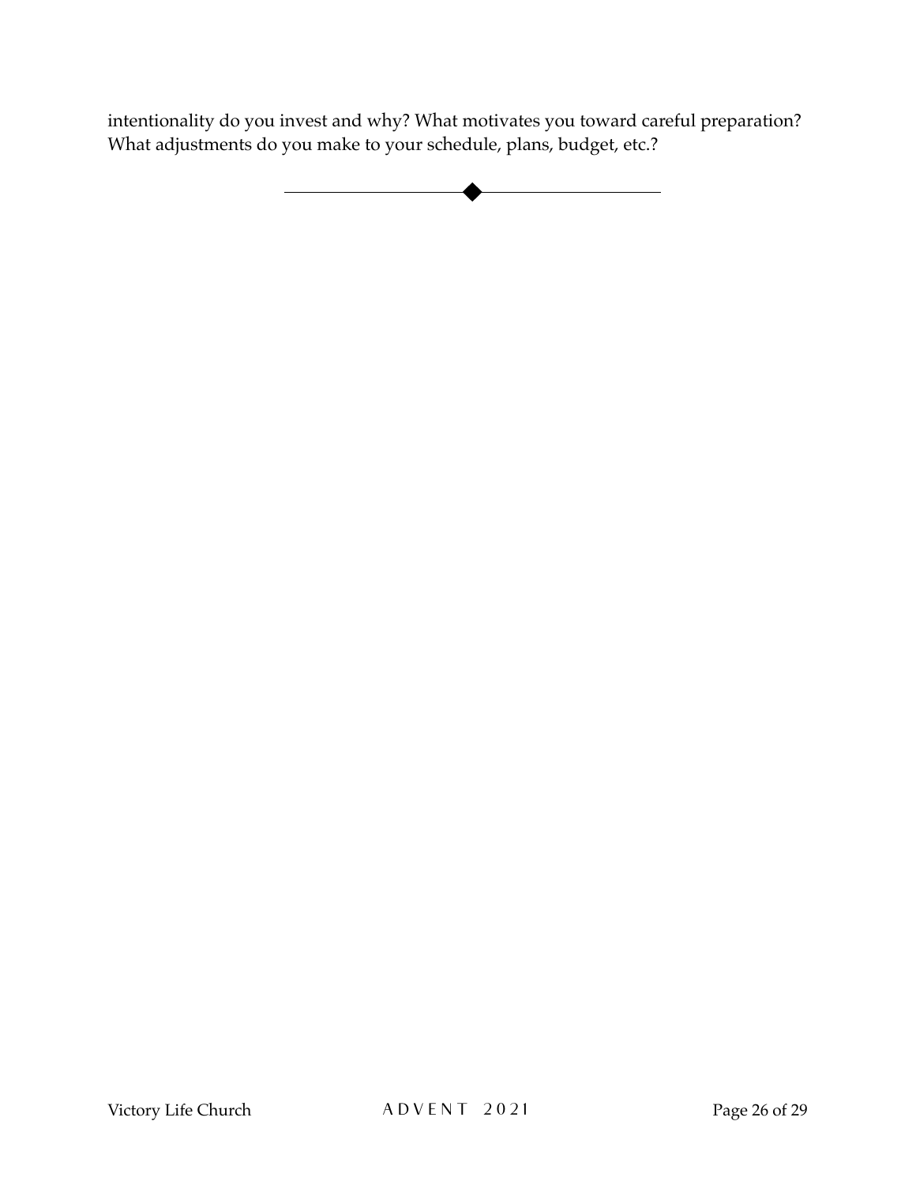intentionality do you invest and why? What motivates you toward careful preparation? What adjustments do you make to your schedule, plans, budget, etc.?

---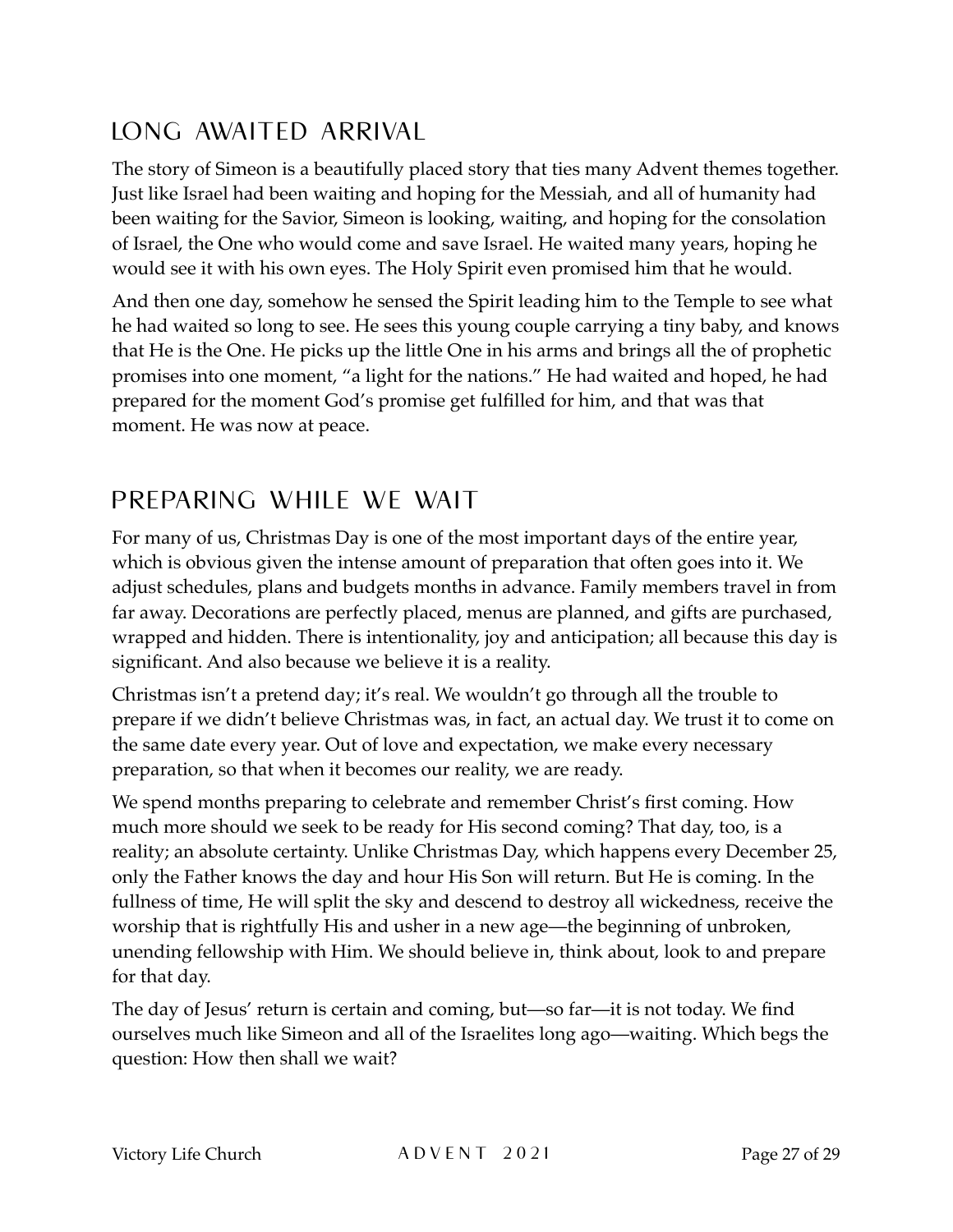## LONG AWAITED ARRIVAL

The story of Simeon is a beautifully placed story that ties many Advent themes together. Just like Israel had been waiting and hoping for the Messiah, and all of humanity had been waiting for the Savior, Simeon is looking, waiting, and hoping for the consolation of Israel, the One who would come and save Israel. He waited many years, hoping he would see it with his own eyes. The Holy Spirit even promised him that he would.

And then one day, somehow he sensed the Spirit leading him to the Temple to see what he had waited so long to see. He sees this young couple carrying a tiny baby, and knows that He is the One. He picks up the little One in his arms and brings all the of prophetic promises into one moment, "a light for the nations." He had waited and hoped, he had prepared for the moment God's promise get fulfilled for him, and that was that moment. He was now at peace.

## PREPARING WHILE WE WAIT

For many of us, Christmas Day is one of the most important days of the entire year, which is obvious given the intense amount of preparation that often goes into it. We adjust schedules, plans and budgets months in advance. Family members travel in from far away. Decorations are perfectly placed, menus are planned, and gifts are purchased, wrapped and hidden. There is intentionality, joy and anticipation; all because this day is significant. And also because we believe it is a reality.

Christmas isn't a pretend day; it's real. We wouldn't go through all the trouble to prepare if we didn't believe Christmas was, in fact, an actual day. We trust it to come on the same date every year. Out of love and expectation, we make every necessary preparation, so that when it becomes our reality, we are ready.

We spend months preparing to celebrate and remember Christ's first coming. How much more should we seek to be ready for His second coming? That day, too, is a reality; an absolute certainty. Unlike Christmas Day, which happens every December 25, only the Father knows the day and hour His Son will return. But He is coming. In the fullness of time, He will split the sky and descend to destroy all wickedness, receive the worship that is rightfully His and usher in a new age—the beginning of unbroken, unending fellowship with Him. We should believe in, think about, look to and prepare for that day.

The day of Jesus' return is certain and coming, but—so far—it is not today. We find ourselves much like Simeon and all of the Israelites long ago—waiting. Which begs the question: How then shall we wait?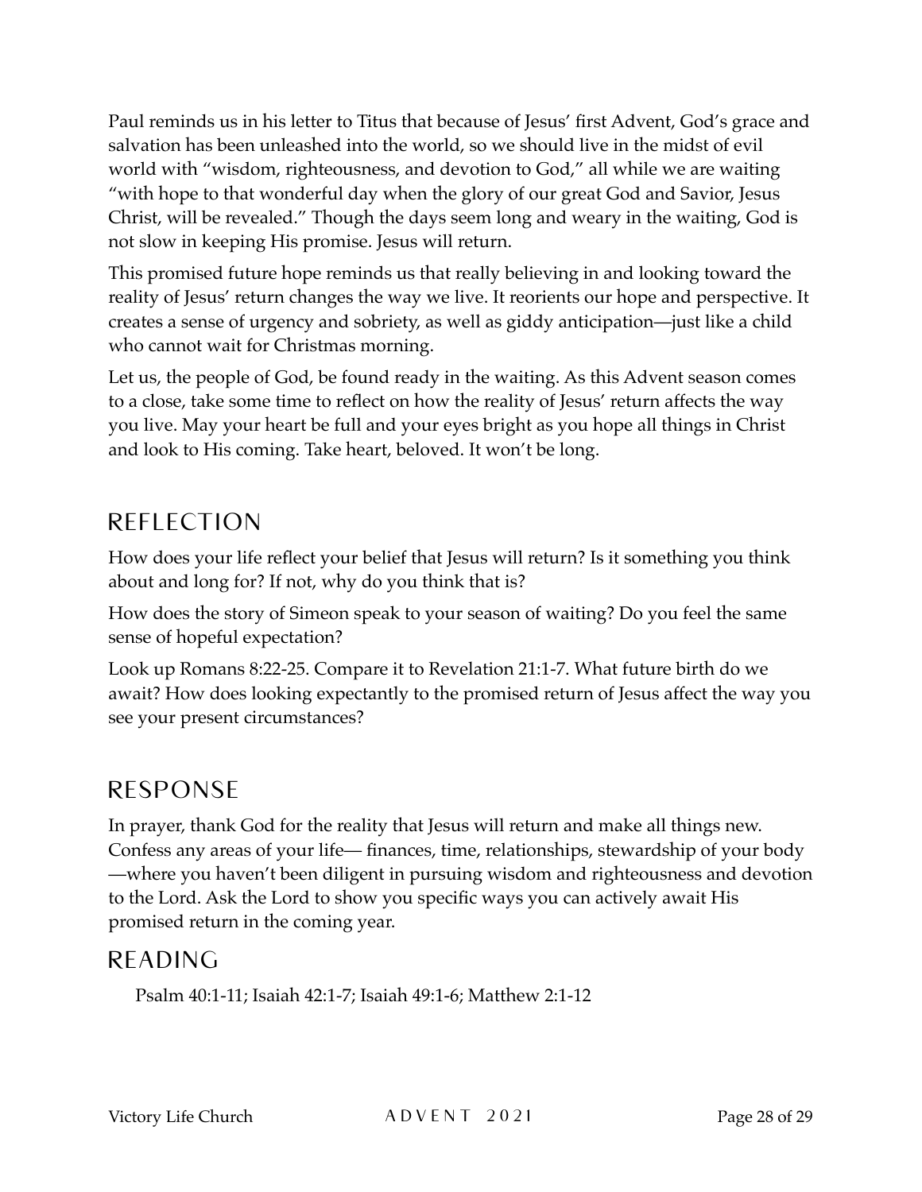Paul reminds us in his letter to Titus that because of Jesus' first Advent, God's grace and salvation has been unleashed into the world, so we should live in the midst of evil world with "wisdom, righteousness, and devotion to God," all while we are waiting "with hope to that wonderful day when the glory of our great God and Savior, Jesus Christ, will be revealed." Though the days seem long and weary in the waiting, God is not slow in keeping His promise. Jesus will return.

This promised future hope reminds us that really believing in and looking toward the reality of Jesus' return changes the way we live. It reorients our hope and perspective. It creates a sense of urgency and sobriety, as well as giddy anticipation—just like a child who cannot wait for Christmas morning.

Let us, the people of God, be found ready in the waiting. As this Advent season comes to a close, take some time to reflect on how the reality of Jesus' return affects the way you live. May your heart be full and your eyes bright as you hope all things in Christ and look to His coming. Take heart, beloved. It won't be long.

## REFLECTION

How does your life reflect your belief that Jesus will return? Is it something you think about and long for? If not, why do you think that is?

How does the story of Simeon speak to your season of waiting? Do you feel the same sense of hopeful expectation?

Look up Romans 8:22-25. Compare it to Revelation 21:1-7. What future birth do we await? How does looking expectantly to the promised return of Jesus affect the way you see your present circumstances?

## RESPONSE

In prayer, thank God for the reality that Jesus will return and make all things new. Confess any areas of your life— finances, time, relationships, stewardship of your body —where you haven't been diligent in pursuing wisdom and righteousness and devotion to the Lord. Ask the Lord to show you specific ways you can actively await His promised return in the coming year.

## READING

Psalm 40:1-11; Isaiah 42:1-7; Isaiah 49:1-6; Matthew 2:1-12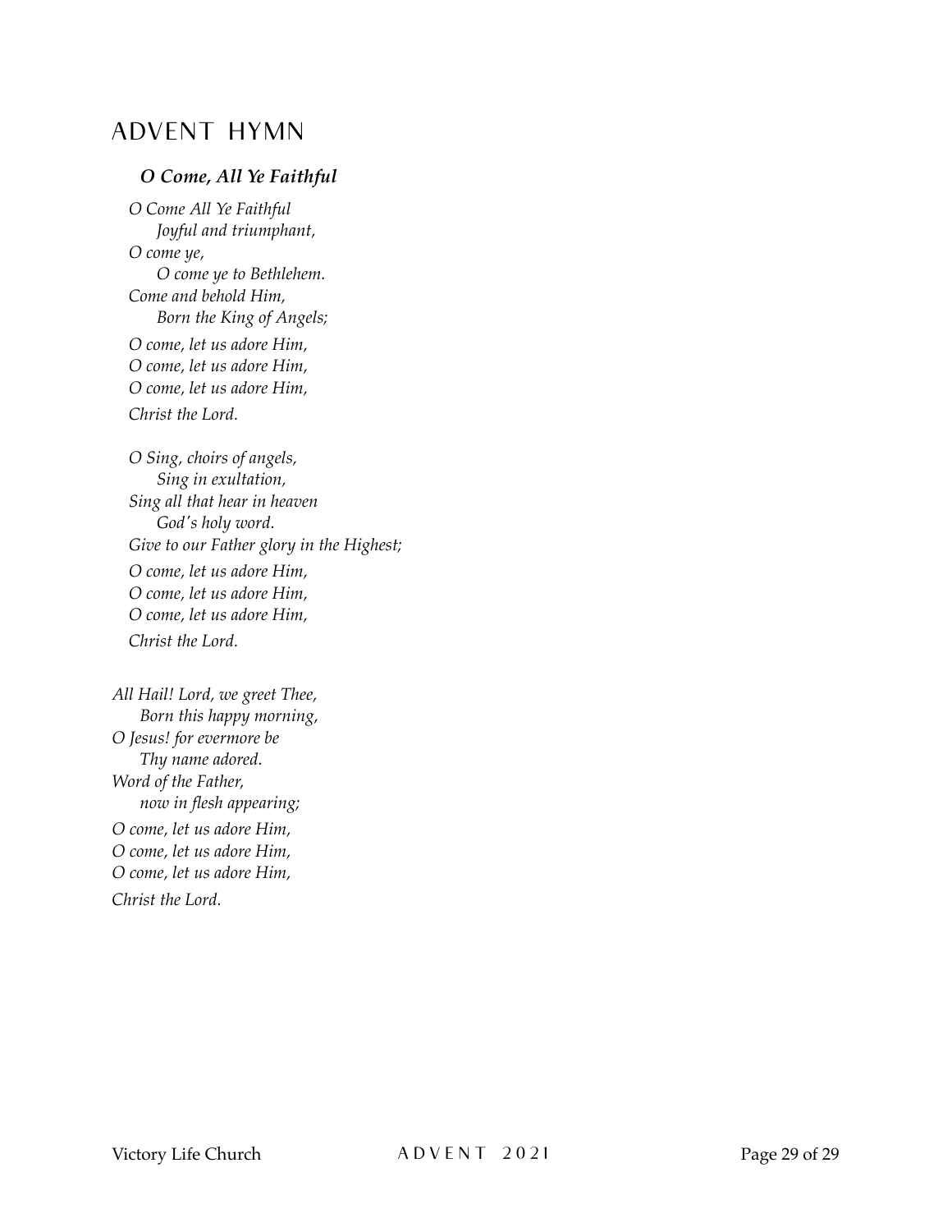# ADVENT HYMN

***O Come, All Ye Faithful***

*O Come All Ye Faithful*
*Joyful and triumphant,*
*O come ye,*
*O come ye to Bethlehem.*
*Come and behold Him,*
*Born the King of Angels;*
*O come, let us adore Him,*
*O come, let us adore Him,*
*O come, let us adore Him,*
*Christ the Lord.*

*O Sing, choirs of angels,*
*Sing in exultation,*
*Sing all that hear in heaven*
*God's holy word.*
*Give to our Father glory in the Highest;*
*O come, let us adore Him,*
*O come, let us adore Him,*
*O come, let us adore Him,*
*Christ the Lord.*

*All Hail! Lord, we greet Thee,*
*Born this happy morning,*
*O Jesus! for evermore be*
*Thy name adored.*
*Word of the Father,*
*now in flesh appearing;*
*O come, let us adore Him,*
*O come, let us adore Him,*
*O come, let us adore Him,*
*Christ the Lord.*